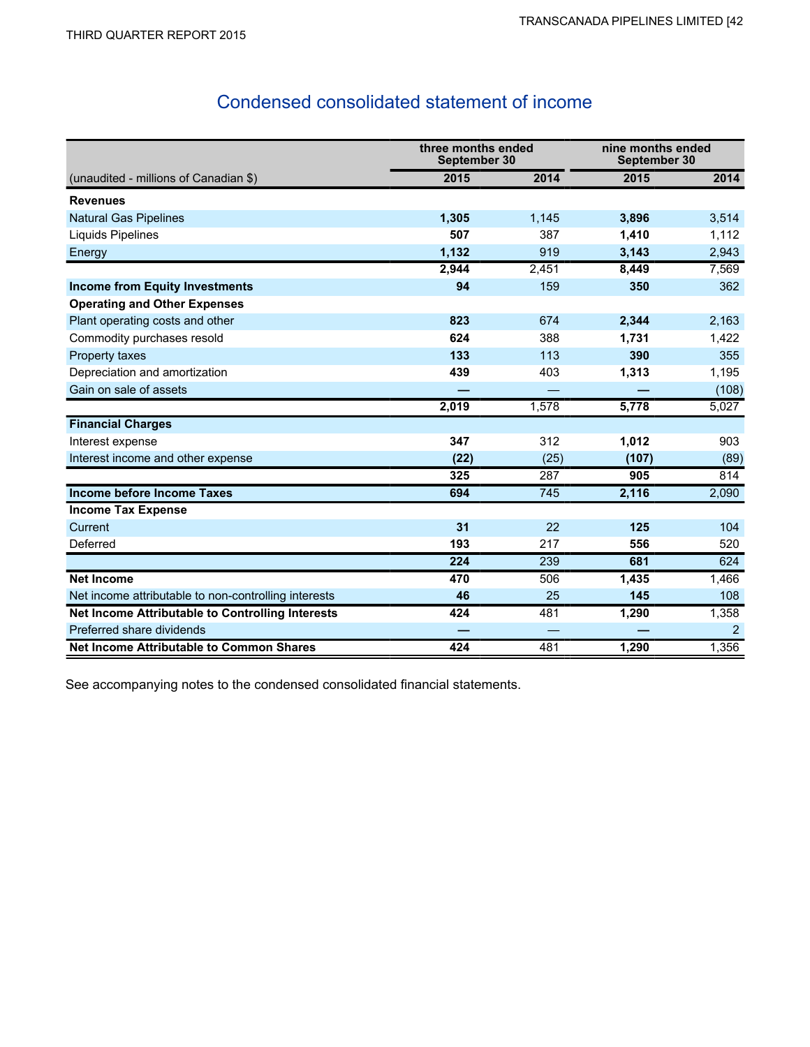# Condensed consolidated statement of income

| (unaudited - millions of Canadian $) | three months ended September 30 | | nine months ended September 30 | |
|---|---|---|---|---|
| | **2015** | **2014** | **2015** | **2014** |
| **Revenues** | | | | |
| Natural Gas Pipelines | **1,305** | 1,145 | **3,896** | 3,514 |
| Liquids Pipelines | **507** | 387 | **1,410** | 1,112 |
| Energy | **1,132** | 919 | **3,143** | 2,943 |
| | **2,944** | 2,451 | **8,449** | 7,569 |
| **Income from Equity Investments** | **94** | 159 | **350** | 362 |
| **Operating and Other Expenses** | | | | |
| Plant operating costs and other | **823** | 674 | **2,344** | 2,163 |
| Commodity purchases resold | **624** | 388 | **1,731** | 1,422 |
| Property taxes | **133** | 113 | **390** | 355 |
| Depreciation and amortization | **439** | 403 | **1,313** | 1,195 |
| Gain on sale of assets | **—** | — | **—** | (108) |
| | **2,019** | 1,578 | **5,778** | 5,027 |
| **Financial Charges** | | | | |
| Interest expense | **347** | 312 | **1,012** | 903 |
| Interest income and other expense | **(22)** | (25) | **(107)** | (89) |
| | **325** | 287 | **905** | 814 |
| **Income before Income Taxes** | **694** | 745 | **2,116** | 2,090 |
| **Income Tax Expense** | | | | |
| Current | **31** | 22 | **125** | 104 |
| Deferred | **193** | 217 | **556** | 520 |
| | **224** | 239 | **681** | 624 |
| **Net Income** | **470** | 506 | **1,435** | 1,466 |
| Net income attributable to non-controlling interests | **46** | 25 | **145** | 108 |
| **Net Income Attributable to Controlling Interests** | **424** | 481 | **1,290** | 1,358 |
| Preferred share dividends | **—** | — | **—** | 2 |
| **Net Income Attributable to Common Shares** | **424** | 481 | **1,290** | 1,356 |

See accompanying notes to the condensed consolidated financial statements.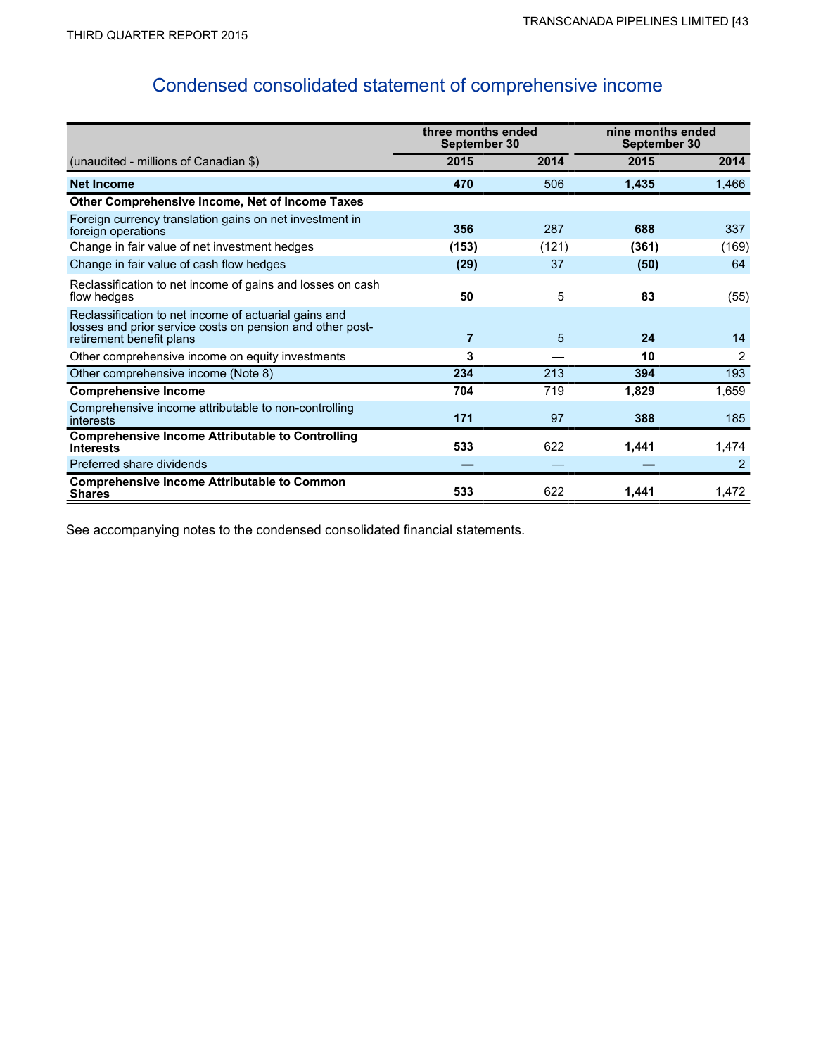# Condensed consolidated statement of comprehensive income

| (unaudited - millions of Canadian $) | three months ended September 30 | | nine months ended September 30 | |
|---|---|---|---|---|
| | **2015** | **2014** | **2015** | **2014** |
| **Net Income** | **470** | 506 | **1,435** | 1,466 |
| **Other Comprehensive Income, Net of Income Taxes** | | | | |
| Foreign currency translation gains on net investment in foreign operations | **356** | 287 | **688** | 337 |
| Change in fair value of net investment hedges | **(153)** | (121) | **(361)** | (169) |
| Change in fair value of cash flow hedges | **(29)** | 37 | **(50)** | 64 |
| Reclassification to net income of gains and losses on cash flow hedges | **50** | 5 | **83** | (55) |
| Reclassification to net income of actuarial gains and losses and prior service costs on pension and other post-retirement benefit plans | **7** | 5 | **24** | 14 |
| Other comprehensive income on equity investments | **3** | — | **10** | 2 |
| Other comprehensive income (Note 8) | **234** | 213 | **394** | 193 |
| **Comprehensive Income** | **704** | 719 | **1,829** | 1,659 |
| Comprehensive income attributable to non-controlling interests | **171** | 97 | **388** | 185 |
| **Comprehensive Income Attributable to Controlling Interests** | **533** | 622 | **1,441** | 1,474 |
| Preferred share dividends | **—** | — | **—** | 2 |
| **Comprehensive Income Attributable to Common Shares** | **533** | 622 | **1,441** | 1,472 |

See accompanying notes to the condensed consolidated financial statements.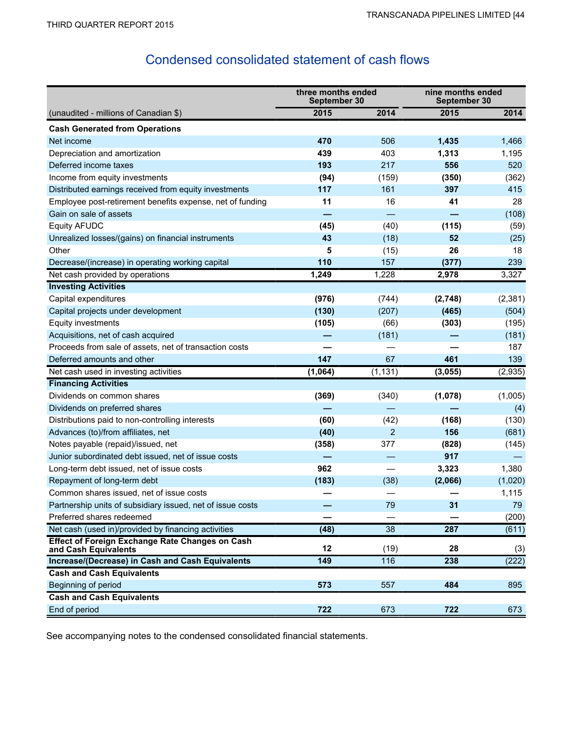# Condensed consolidated statement of cash flows

| | three months ended September 30 | | nine months ended September 30 | |
|---|---|---|---|---|
| (unaudited - millions of Canadian $) | 2015 | 2014 | 2015 | 2014 |
| **Cash Generated from Operations** | | | | |
| Net income | **470** | 506 | **1,435** | 1,466 |
| Depreciation and amortization | **439** | 403 | **1,313** | 1,195 |
| Deferred income taxes | **193** | 217 | **556** | 520 |
| Income from equity investments | **(94)** | (159) | **(350)** | (362) |
| Distributed earnings received from equity investments | **117** | 161 | **397** | 415 |
| Employee post-retirement benefits expense, net of funding | **11** | 16 | **41** | 28 |
| Gain on sale of assets | **—** | — | **—** | (108) |
| Equity AFUDC | **(45)** | (40) | **(115)** | (59) |
| Unrealized losses/(gains) on financial instruments | **43** | (18) | **52** | (25) |
| Other | **5** | (15) | **26** | 18 |
| Decrease/(increase) in operating working capital | **110** | 157 | **(377)** | 239 |
| Net cash provided by operations | **1,249** | 1,228 | **2,978** | 3,327 |
| **Investing Activities** | | | | |
| Capital expenditures | **(976)** | (744) | **(2,748)** | (2,381) |
| Capital projects under development | **(130)** | (207) | **(465)** | (504) |
| Equity investments | **(105)** | (66) | **(303)** | (195) |
| Acquisitions, net of cash acquired | **—** | (181) | **—** | (181) |
| Proceeds from sale of assets, net of transaction costs | **—** | — | **—** | 187 |
| Deferred amounts and other | **147** | 67 | **461** | 139 |
| Net cash used in investing activities | **(1,064)** | (1,131) | **(3,055)** | (2,935) |
| **Financing Activities** | | | | |
| Dividends on common shares | **(369)** | (340) | **(1,078)** | (1,005) |
| Dividends on preferred shares | **—** | — | **—** | (4) |
| Distributions paid to non-controlling interests | **(60)** | (42) | **(168)** | (130) |
| Advances (to)/from affiliates, net | **(40)** | 2 | **156** | (681) |
| Notes payable (repaid)/issued, net | **(358)** | 377 | **(828)** | (145) |
| Junior subordinated debt issued, net of issue costs | **—** | — | **917** | — |
| Long-term debt issued, net of issue costs | **962** | — | **3,323** | 1,380 |
| Repayment of long-term debt | **(183)** | (38) | **(2,066)** | (1,020) |
| Common shares issued, net of issue costs | **—** | — | **—** | 1,115 |
| Partnership units of subsidiary issued, net of issue costs | **—** | 79 | **31** | 79 |
| Preferred shares redeemed | **—** | — | **—** | (200) |
| Net cash (used in)/provided by financing activities | **(48)** | 38 | **287** | (611) |
| **Effect of Foreign Exchange Rate Changes on Cash and Cash Equivalents** | **12** | (19) | **28** | (3) |
| **Increase/(Decrease) in Cash and Cash Equivalents** | **149** | 116 | **238** | (222) |
| **Cash and Cash Equivalents** | | | | |
| Beginning of period | **573** | 557 | **484** | 895 |
| **Cash and Cash Equivalents** | | | | |
| End of period | **722** | 673 | **722** | 673 |

See accompanying notes to the condensed consolidated financial statements.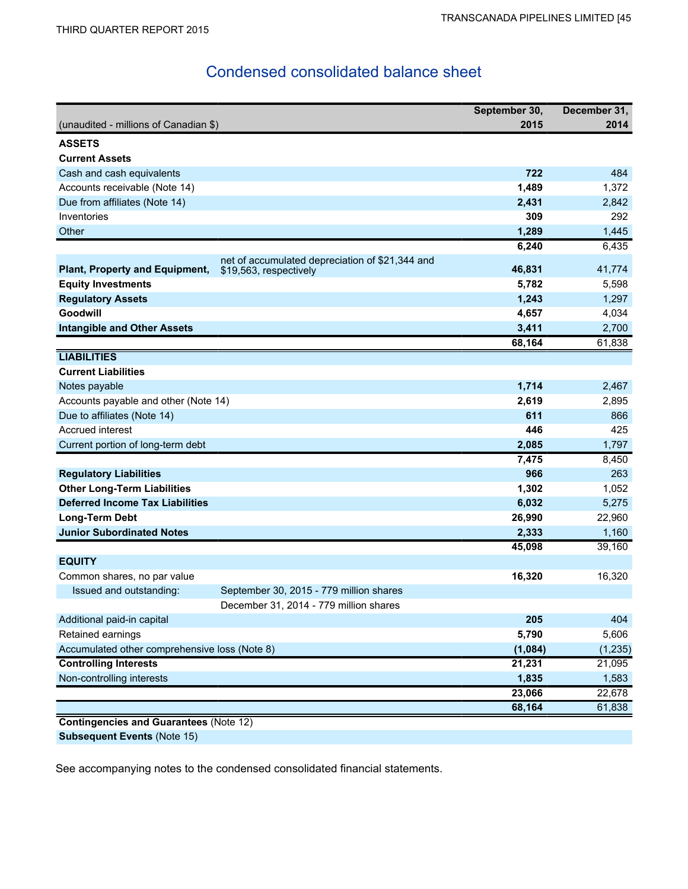# Condensed consolidated balance sheet

| (unaudited - millions of Canadian $) | | September 30, 2015 | December 31, 2014 |
|---|---|---|---|
| **ASSETS** | | | |
| **Current Assets** | | | |
| Cash and cash equivalents | | **722** | 484 |
| Accounts receivable (Note 14) | | **1,489** | 1,372 |
| Due from affiliates (Note 14) | | **2,431** | 2,842 |
| Inventories | | **309** | 292 |
| Other | | **1,289** | 1,445 |
| | | **6,240** | 6,435 |
| **Plant, Property and Equipment,** | net of accumulated depreciation of $21,344 and $19,563, respectively | **46,831** | 41,774 |
| **Equity Investments** | | **5,782** | 5,598 |
| **Regulatory Assets** | | **1,243** | 1,297 |
| **Goodwill** | | **4,657** | 4,034 |
| **Intangible and Other Assets** | | **3,411** | 2,700 |
| | | **68,164** | 61,838 |
| **LIABILITIES** | | | |
| **Current Liabilities** | | | |
| Notes payable | | **1,714** | 2,467 |
| Accounts payable and other (Note 14) | | **2,619** | 2,895 |
| Due to affiliates (Note 14) | | **611** | 866 |
| Accrued interest | | **446** | 425 |
| Current portion of long-term debt | | **2,085** | 1,797 |
| | | **7,475** | 8,450 |
| **Regulatory Liabilities** | | **966** | 263 |
| **Other Long-Term Liabilities** | | **1,302** | 1,052 |
| **Deferred Income Tax Liabilities** | | **6,032** | 5,275 |
| **Long-Term Debt** | | **26,990** | 22,960 |
| **Junior Subordinated Notes** | | **2,333** | 1,160 |
| | | **45,098** | 39,160 |
| **EQUITY** | | | |
| Common shares, no par value | | **16,320** | 16,320 |
| Issued and outstanding: | September 30, 2015 - 779 million shares | | |
| | December 31, 2014 - 779 million shares | | |
| Additional paid-in capital | | **205** | 404 |
| Retained earnings | | **5,790** | 5,606 |
| Accumulated other comprehensive loss (Note 8) | | **(1,084)** | (1,235) |
| **Controlling Interests** | | **21,231** | 21,095 |
| Non-controlling interests | | **1,835** | 1,583 |
| | | **23,066** | 22,678 |
| | | **68,164** | 61,838 |
| **Contingencies and Guarantees** (Note 12) | | | |
| **Subsequent Events** (Note 15) | | | |

See accompanying notes to the condensed consolidated financial statements.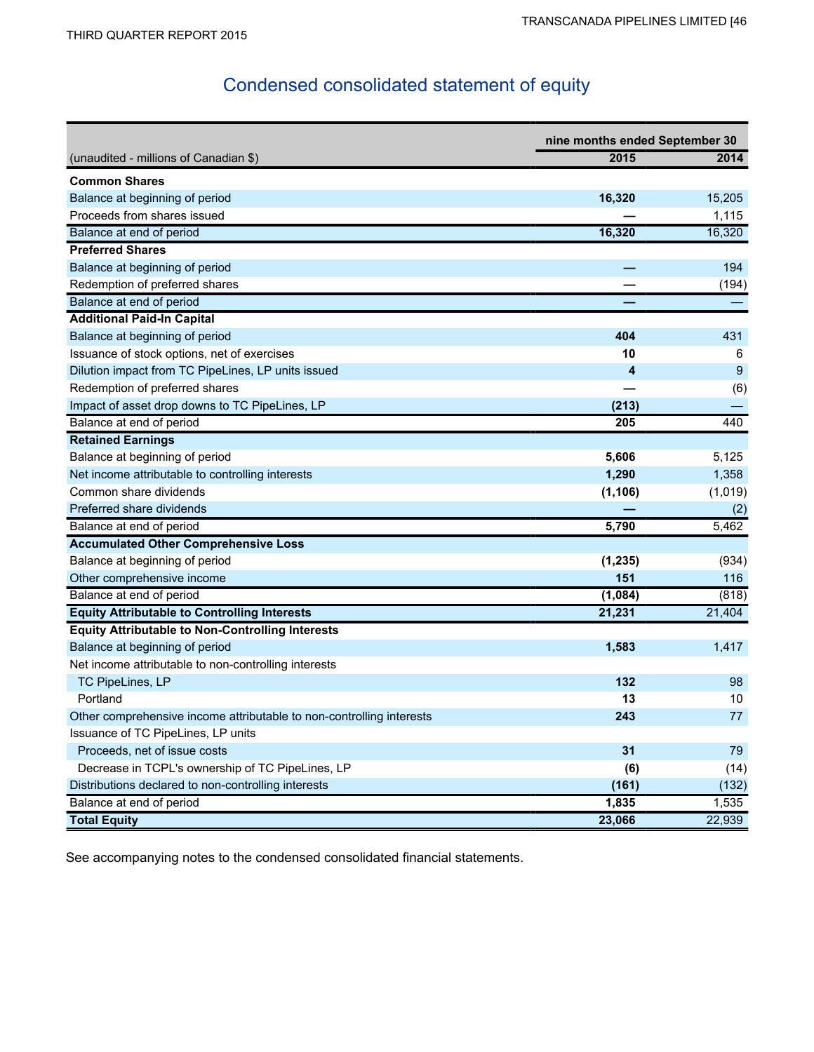# Condensed consolidated statement of equity

| (unaudited - millions of Canadian $) | nine months ended September 30 | |
|---|---|---|
| | **2015** | **2014** |
| **Common Shares** | | |
| Balance at beginning of period | **16,320** | 15,205 |
| Proceeds from shares issued | **—** | 1,115 |
| Balance at end of period | **16,320** | 16,320 |
| **Preferred Shares** | | |
| Balance at beginning of period | **—** | 194 |
| Redemption of preferred shares | **—** | (194) |
| Balance at end of period | **—** | — |
| **Additional Paid-In Capital** | | |
| Balance at beginning of period | **404** | 431 |
| Issuance of stock options, net of exercises | **10** | 6 |
| Dilution impact from TC PipeLines, LP units issued | **4** | 9 |
| Redemption of preferred shares | **—** | (6) |
| Impact of asset drop downs to TC PipeLines, LP | **(213)** | — |
| Balance at end of period | **205** | 440 |
| **Retained Earnings** | | |
| Balance at beginning of period | **5,606** | 5,125 |
| Net income attributable to controlling interests | **1,290** | 1,358 |
| Common share dividends | **(1,106)** | (1,019) |
| Preferred share dividends | **—** | (2) |
| Balance at end of period | **5,790** | 5,462 |
| **Accumulated Other Comprehensive Loss** | | |
| Balance at beginning of period | **(1,235)** | (934) |
| Other comprehensive income | **151** | 116 |
| Balance at end of period | **(1,084)** | (818) |
| **Equity Attributable to Controlling Interests** | **21,231** | 21,404 |
| **Equity Attributable to Non-Controlling Interests** | | |
| Balance at beginning of period | **1,583** | 1,417 |
| Net income attributable to non-controlling interests | | |
| TC PipeLines, LP | **132** | 98 |
| Portland | **13** | 10 |
| Other comprehensive income attributable to non-controlling interests | **243** | 77 |
| Issuance of TC PipeLines, LP units | | |
| Proceeds, net of issue costs | **31** | 79 |
| Decrease in TCPL's ownership of TC PipeLines, LP | **(6)** | (14) |
| Distributions declared to non-controlling interests | **(161)** | (132) |
| Balance at end of period | **1,835** | 1,535 |
| **Total Equity** | **23,066** | 22,939 |

See accompanying notes to the condensed consolidated financial statements.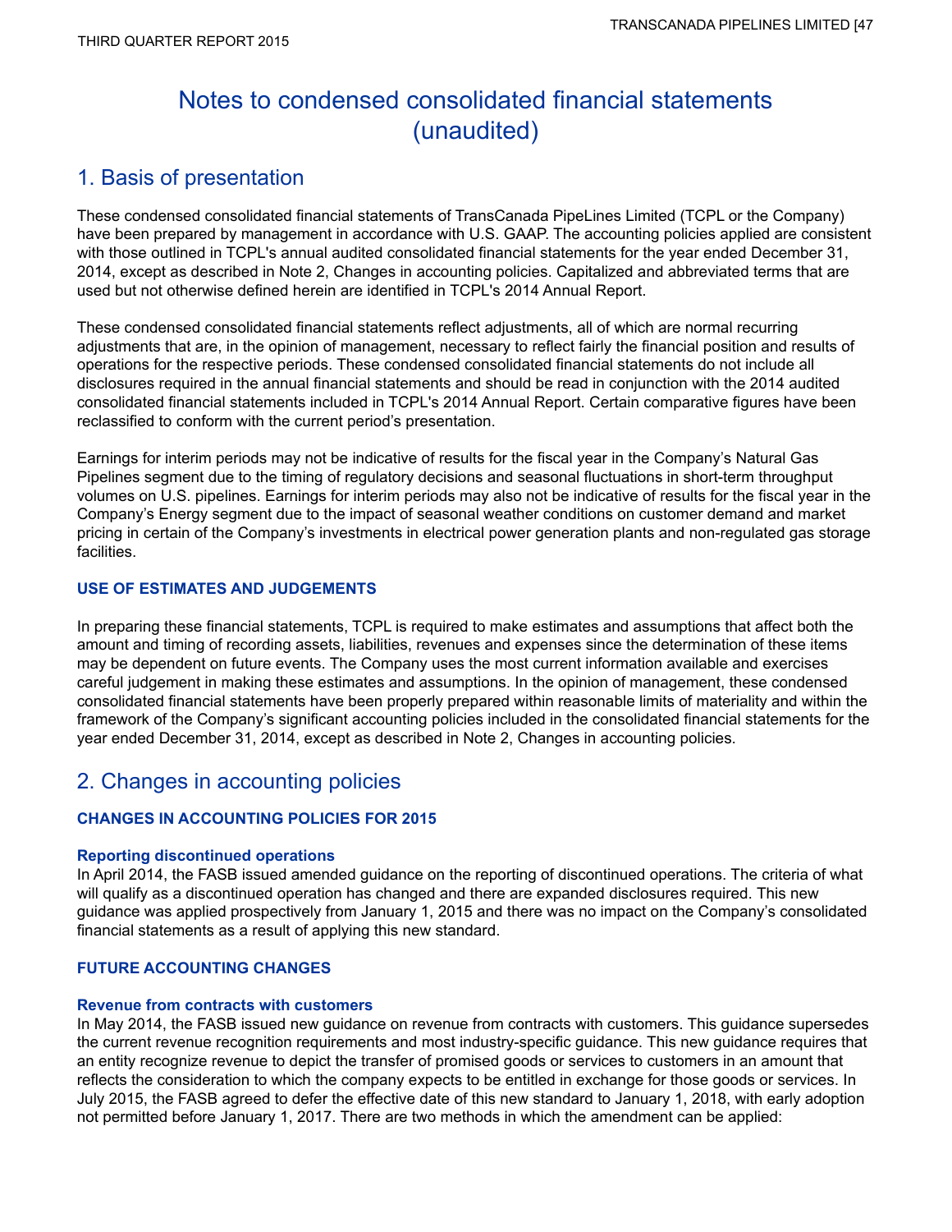# Notes to condensed consolidated financial statements (unaudited)

## 1. Basis of presentation

These condensed consolidated financial statements of TransCanada PipeLines Limited (TCPL or the Company) have been prepared by management in accordance with U.S. GAAP. The accounting policies applied are consistent with those outlined in TCPL's annual audited consolidated financial statements for the year ended December 31, 2014, except as described in Note 2, Changes in accounting policies. Capitalized and abbreviated terms that are used but not otherwise defined herein are identified in TCPL's 2014 Annual Report.

These condensed consolidated financial statements reflect adjustments, all of which are normal recurring adjustments that are, in the opinion of management, necessary to reflect fairly the financial position and results of operations for the respective periods. These condensed consolidated financial statements do not include all disclosures required in the annual financial statements and should be read in conjunction with the 2014 audited consolidated financial statements included in TCPL's 2014 Annual Report. Certain comparative figures have been reclassified to conform with the current period's presentation.

Earnings for interim periods may not be indicative of results for the fiscal year in the Company's Natural Gas Pipelines segment due to the timing of regulatory decisions and seasonal fluctuations in short-term throughput volumes on U.S. pipelines. Earnings for interim periods may also not be indicative of results for the fiscal year in the Company's Energy segment due to the impact of seasonal weather conditions on customer demand and market pricing in certain of the Company's investments in electrical power generation plants and non-regulated gas storage facilities.

### USE OF ESTIMATES AND JUDGEMENTS

In preparing these financial statements, TCPL is required to make estimates and assumptions that affect both the amount and timing of recording assets, liabilities, revenues and expenses since the determination of these items may be dependent on future events. The Company uses the most current information available and exercises careful judgement in making these estimates and assumptions. In the opinion of management, these condensed consolidated financial statements have been properly prepared within reasonable limits of materiality and within the framework of the Company's significant accounting policies included in the consolidated financial statements for the year ended December 31, 2014, except as described in Note 2, Changes in accounting policies.

## 2. Changes in accounting policies

### CHANGES IN ACCOUNTING POLICIES FOR 2015

#### Reporting discontinued operations

In April 2014, the FASB issued amended guidance on the reporting of discontinued operations. The criteria of what will qualify as a discontinued operation has changed and there are expanded disclosures required. This new guidance was applied prospectively from January 1, 2015 and there was no impact on the Company's consolidated financial statements as a result of applying this new standard.

### FUTURE ACCOUNTING CHANGES

#### Revenue from contracts with customers

In May 2014, the FASB issued new guidance on revenue from contracts with customers. This guidance supersedes the current revenue recognition requirements and most industry-specific guidance. This new guidance requires that an entity recognize revenue to depict the transfer of promised goods or services to customers in an amount that reflects the consideration to which the company expects to be entitled in exchange for those goods or services. In July 2015, the FASB agreed to defer the effective date of this new standard to January 1, 2018, with early adoption not permitted before January 1, 2017. There are two methods in which the amendment can be applied: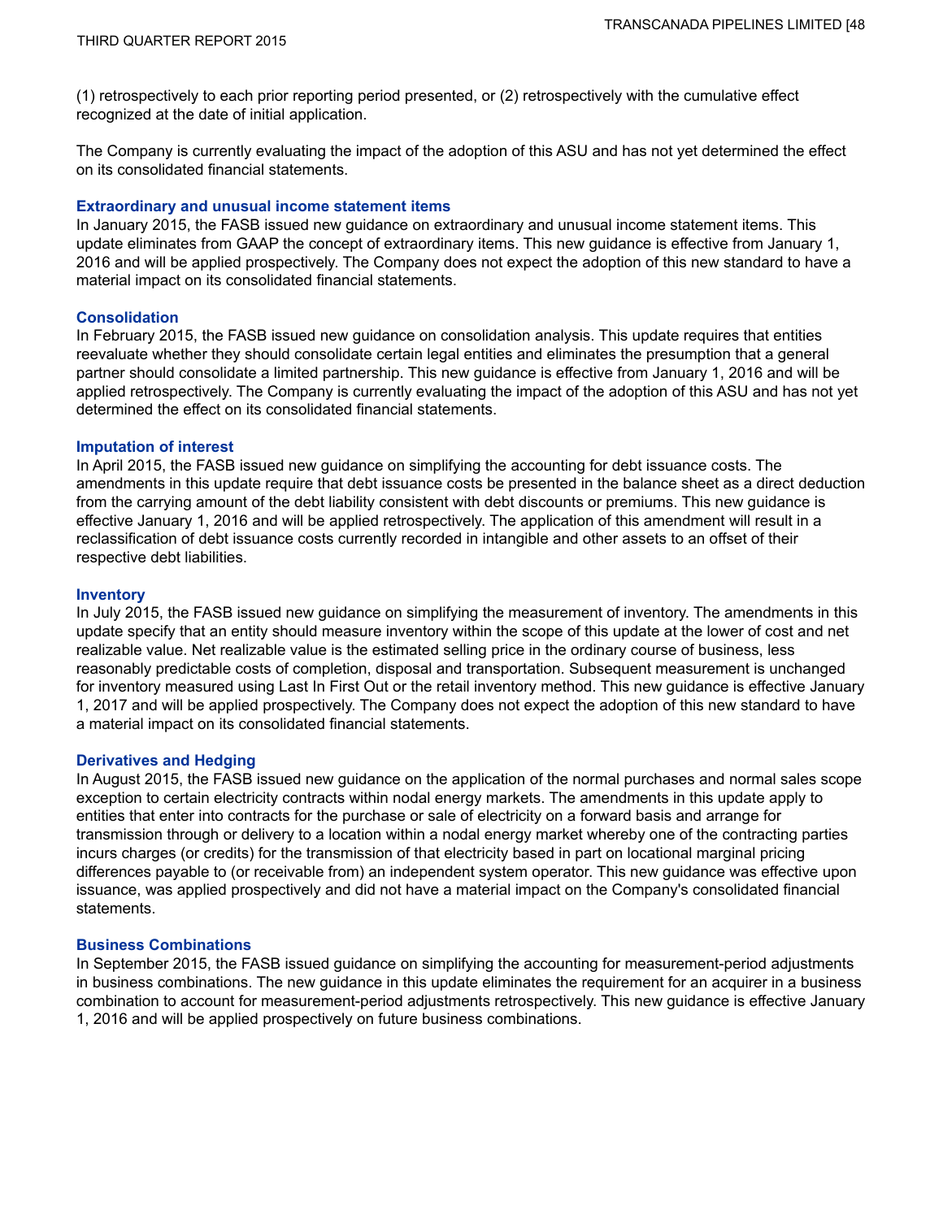(1) retrospectively to each prior reporting period presented, or (2) retrospectively with the cumulative effect recognized at the date of initial application.

The Company is currently evaluating the impact of the adoption of this ASU and has not yet determined the effect on its consolidated financial statements.

### Extraordinary and unusual income statement items

In January 2015, the FASB issued new guidance on extraordinary and unusual income statement items. This update eliminates from GAAP the concept of extraordinary items. This new guidance is effective from January 1, 2016 and will be applied prospectively. The Company does not expect the adoption of this new standard to have a material impact on its consolidated financial statements.

### Consolidation

In February 2015, the FASB issued new guidance on consolidation analysis. This update requires that entities reevaluate whether they should consolidate certain legal entities and eliminates the presumption that a general partner should consolidate a limited partnership. This new guidance is effective from January 1, 2016 and will be applied retrospectively. The Company is currently evaluating the impact of the adoption of this ASU and has not yet determined the effect on its consolidated financial statements.

### Imputation of interest

In April 2015, the FASB issued new guidance on simplifying the accounting for debt issuance costs. The amendments in this update require that debt issuance costs be presented in the balance sheet as a direct deduction from the carrying amount of the debt liability consistent with debt discounts or premiums. This new guidance is effective January 1, 2016 and will be applied retrospectively. The application of this amendment will result in a reclassification of debt issuance costs currently recorded in intangible and other assets to an offset of their respective debt liabilities.

### Inventory

In July 2015, the FASB issued new guidance on simplifying the measurement of inventory. The amendments in this update specify that an entity should measure inventory within the scope of this update at the lower of cost and net realizable value. Net realizable value is the estimated selling price in the ordinary course of business, less reasonably predictable costs of completion, disposal and transportation. Subsequent measurement is unchanged for inventory measured using Last In First Out or the retail inventory method. This new guidance is effective January 1, 2017 and will be applied prospectively. The Company does not expect the adoption of this new standard to have a material impact on its consolidated financial statements.

### Derivatives and Hedging

In August 2015, the FASB issued new guidance on the application of the normal purchases and normal sales scope exception to certain electricity contracts within nodal energy markets. The amendments in this update apply to entities that enter into contracts for the purchase or sale of electricity on a forward basis and arrange for transmission through or delivery to a location within a nodal energy market whereby one of the contracting parties incurs charges (or credits) for the transmission of that electricity based in part on locational marginal pricing differences payable to (or receivable from) an independent system operator. This new guidance was effective upon issuance, was applied prospectively and did not have a material impact on the Company's consolidated financial statements.

### Business Combinations

In September 2015, the FASB issued guidance on simplifying the accounting for measurement-period adjustments in business combinations. The new guidance in this update eliminates the requirement for an acquirer in a business combination to account for measurement-period adjustments retrospectively. This new guidance is effective January 1, 2016 and will be applied prospectively on future business combinations.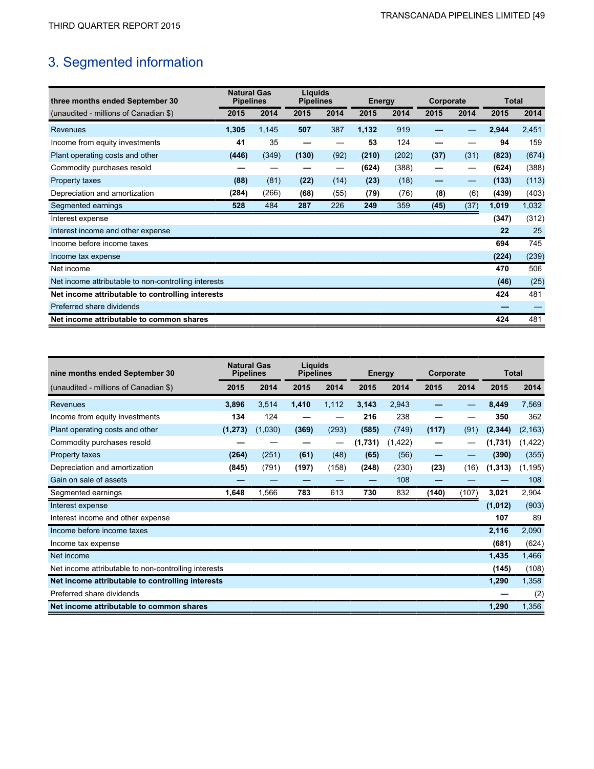# 3. Segmented information

| three months ended September 30 | Natural Gas Pipelines | | Liquids Pipelines | | Energy | | Corporate | | Total | |
|---|---|---|---|---|---|---|---|---|---|---|
| (unaudited - millions of Canadian $) | **2015** | 2014 | **2015** | 2014 | **2015** | 2014 | **2015** | 2014 | **2015** | 2014 |
| Revenues | **1,305** | 1,145 | **507** | 387 | **1,132** | 919 | **—** | — | **2,944** | 2,451 |
| Income from equity investments | **41** | 35 | **—** | — | **53** | 124 | **—** | — | **94** | 159 |
| Plant operating costs and other | **(446)** | (349) | **(130)** | (92) | **(210)** | (202) | **(37)** | (31) | **(823)** | (674) |
| Commodity purchases resold | **—** | — | **—** | — | **(624)** | (388) | **—** | — | **(624)** | (388) |
| Property taxes | **(88)** | (81) | **(22)** | (14) | **(23)** | (18) | **—** | — | **(133)** | (113) |
| Depreciation and amortization | **(284)** | (266) | **(68)** | (55) | **(79)** | (76) | **(8)** | (6) | **(439)** | (403) |
| Segmented earnings | **528** | 484 | **287** | 226 | **249** | 359 | **(45)** | (37) | **1,019** | 1,032 |
| Interest expense | | | | | | | | | **(347)** | (312) |
| Interest income and other expense | | | | | | | | | **22** | 25 |
| Income before income taxes | | | | | | | | | **694** | 745 |
| Income tax expense | | | | | | | | | **(224)** | (239) |
| Net income | | | | | | | | | **470** | 506 |
| Net income attributable to non-controlling interests | | | | | | | | | **(46)** | (25) |
| **Net income attributable to controlling interests** | | | | | | | | | **424** | 481 |
| Preferred share dividends | | | | | | | | | **—** | — |
| **Net income attributable to common shares** | | | | | | | | | **424** | 481 |

| nine months ended September 30 | Natural Gas Pipelines | | Liquids Pipelines | | Energy | | Corporate | | Total | |
|---|---|---|---|---|---|---|---|---|---|---|
| (unaudited - millions of Canadian $) | **2015** | 2014 | **2015** | 2014 | **2015** | 2014 | **2015** | 2014 | **2015** | 2014 |
| Revenues | **3,896** | 3,514 | **1,410** | 1,112 | **3,143** | 2,943 | **—** | — | **8,449** | 7,569 |
| Income from equity investments | **134** | 124 | **—** | — | **216** | 238 | **—** | — | **350** | 362 |
| Plant operating costs and other | **(1,273)** | (1,030) | **(369)** | (293) | **(585)** | (749) | **(117)** | (91) | **(2,344)** | (2,163) |
| Commodity purchases resold | **—** | — | **—** | — | **(1,731)** | (1,422) | **—** | — | **(1,731)** | (1,422) |
| Property taxes | **(264)** | (251) | **(61)** | (48) | **(65)** | (56) | **—** | — | **(390)** | (355) |
| Depreciation and amortization | **(845)** | (791) | **(197)** | (158) | **(248)** | (230) | **(23)** | (16) | **(1,313)** | (1,195) |
| Gain on sale of assets | **—** | — | **—** | — | **—** | 108 | **—** | — | **—** | 108 |
| Segmented earnings | **1,648** | 1,566 | **783** | 613 | **730** | 832 | **(140)** | (107) | **3,021** | 2,904 |
| Interest expense | | | | | | | | | **(1,012)** | (903) |
| Interest income and other expense | | | | | | | | | **107** | 89 |
| Income before income taxes | | | | | | | | | **2,116** | 2,090 |
| Income tax expense | | | | | | | | | **(681)** | (624) |
| Net income | | | | | | | | | **1,435** | 1,466 |
| Net income attributable to non-controlling interests | | | | | | | | | **(145)** | (108) |
| **Net income attributable to controlling interests** | | | | | | | | | **1,290** | 1,358 |
| Preferred share dividends | | | | | | | | | **—** | (2) |
| **Net income attributable to common shares** | | | | | | | | | **1,290** | 1,356 |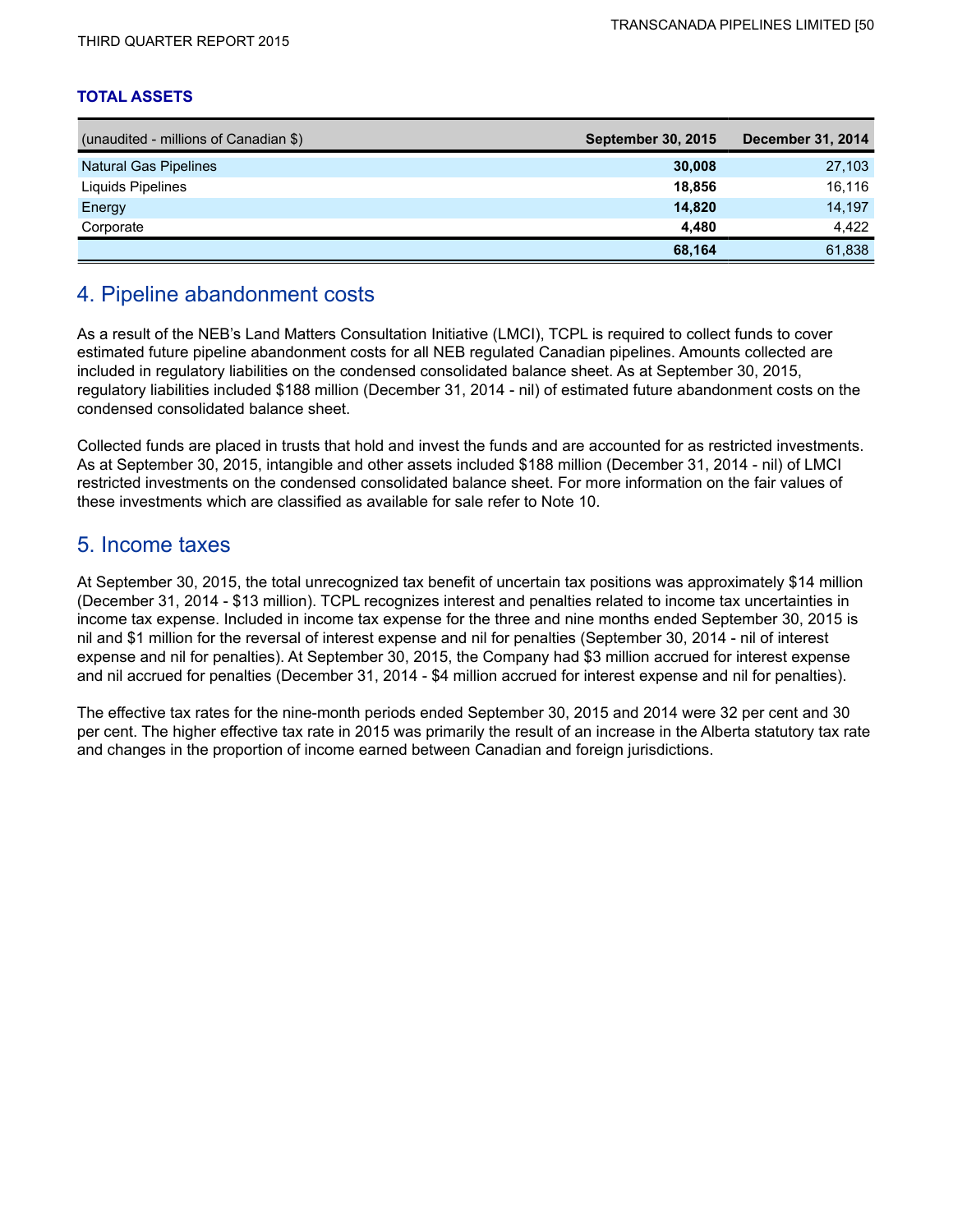### TOTAL ASSETS

| (unaudited - millions of Canadian $) | September 30, 2015 | December 31, 2014 |
|---|---|---|
| Natural Gas Pipelines | **30,008** | 27,103 |
| Liquids Pipelines | **18,856** | 16,116 |
| Energy | **14,820** | 14,197 |
| Corporate | **4,480** | 4,422 |
| | **68,164** | 61,838 |

## 4. Pipeline abandonment costs

As a result of the NEB's Land Matters Consultation Initiative (LMCI), TCPL is required to collect funds to cover estimated future pipeline abandonment costs for all NEB regulated Canadian pipelines. Amounts collected are included in regulatory liabilities on the condensed consolidated balance sheet. As at September 30, 2015, regulatory liabilities included $188 million (December 31, 2014 - nil) of estimated future abandonment costs on the condensed consolidated balance sheet.

Collected funds are placed in trusts that hold and invest the funds and are accounted for as restricted investments. As at September 30, 2015, intangible and other assets included $188 million (December 31, 2014 - nil) of LMCI restricted investments on the condensed consolidated balance sheet. For more information on the fair values of these investments which are classified as available for sale refer to Note 10.

## 5. Income taxes

At September 30, 2015, the total unrecognized tax benefit of uncertain tax positions was approximately $14 million (December 31, 2014 - $13 million). TCPL recognizes interest and penalties related to income tax uncertainties in income tax expense. Included in income tax expense for the three and nine months ended September 30, 2015 is nil and $1 million for the reversal of interest expense and nil for penalties (September 30, 2014 - nil of interest expense and nil for penalties). At September 30, 2015, the Company had $3 million accrued for interest expense and nil accrued for penalties (December 31, 2014 - $4 million accrued for interest expense and nil for penalties).

The effective tax rates for the nine-month periods ended September 30, 2015 and 2014 were 32 per cent and 30 per cent. The higher effective tax rate in 2015 was primarily the result of an increase in the Alberta statutory tax rate and changes in the proportion of income earned between Canadian and foreign jurisdictions.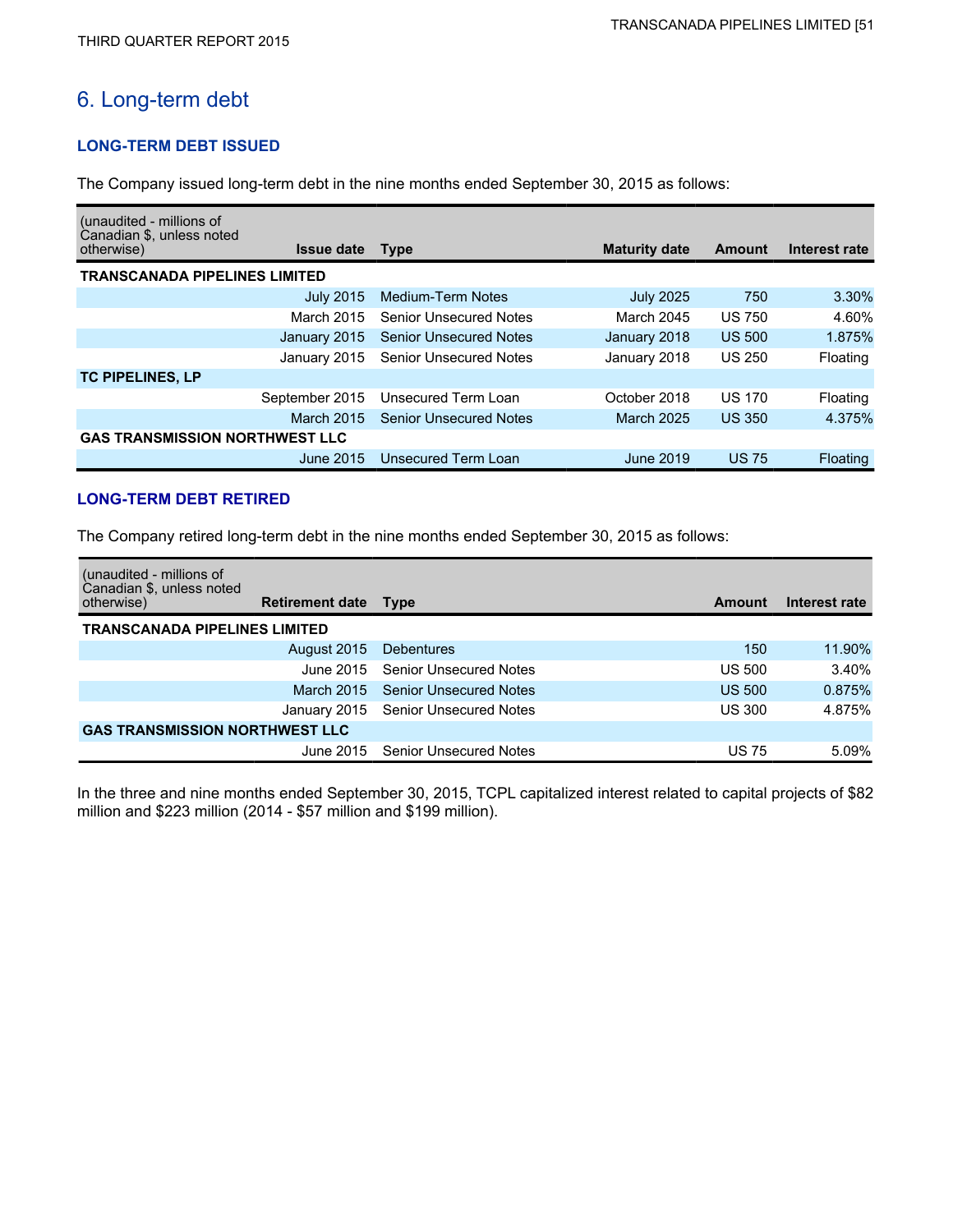## 6. Long-term debt

### LONG-TERM DEBT ISSUED

The Company issued long-term debt in the nine months ended September 30, 2015 as follows:

| (unaudited - millions of Canadian $, unless noted otherwise) | Issue date | Type | Maturity date | Amount | Interest rate |
|---|---|---|---|---|---|
| **TRANSCANADA PIPELINES LIMITED** | | | | | |
| | July 2015 | Medium-Term Notes | July 2025 | 750 | 3.30% |
| | March 2015 | Senior Unsecured Notes | March 2045 | US 750 | 4.60% |
| | January 2015 | Senior Unsecured Notes | January 2018 | US 500 | 1.875% |
| | January 2015 | Senior Unsecured Notes | January 2018 | US 250 | Floating |
| **TC PIPELINES, LP** | | | | | |
| | September 2015 | Unsecured Term Loan | October 2018 | US 170 | Floating |
| | March 2015 | Senior Unsecured Notes | March 2025 | US 350 | 4.375% |
| **GAS TRANSMISSION NORTHWEST LLC** | | | | | |
| | June 2015 | Unsecured Term Loan | June 2019 | US 75 | Floating |

### LONG-TERM DEBT RETIRED

The Company retired long-term debt in the nine months ended September 30, 2015 as follows:

| (unaudited - millions of Canadian $, unless noted otherwise) | Retirement date | Type | Amount | Interest rate |
|---|---|---|---|---|
| **TRANSCANADA PIPELINES LIMITED** | | | | |
| | August 2015 | Debentures | 150 | 11.90% |
| | June 2015 | Senior Unsecured Notes | US 500 | 3.40% |
| | March 2015 | Senior Unsecured Notes | US 500 | 0.875% |
| | January 2015 | Senior Unsecured Notes | US 300 | 4.875% |
| **GAS TRANSMISSION NORTHWEST LLC** | | | | |
| | June 2015 | Senior Unsecured Notes | US 75 | 5.09% |

In the three and nine months ended September 30, 2015, TCPL capitalized interest related to capital projects of $82 million and $223 million (2014 - $57 million and $199 million).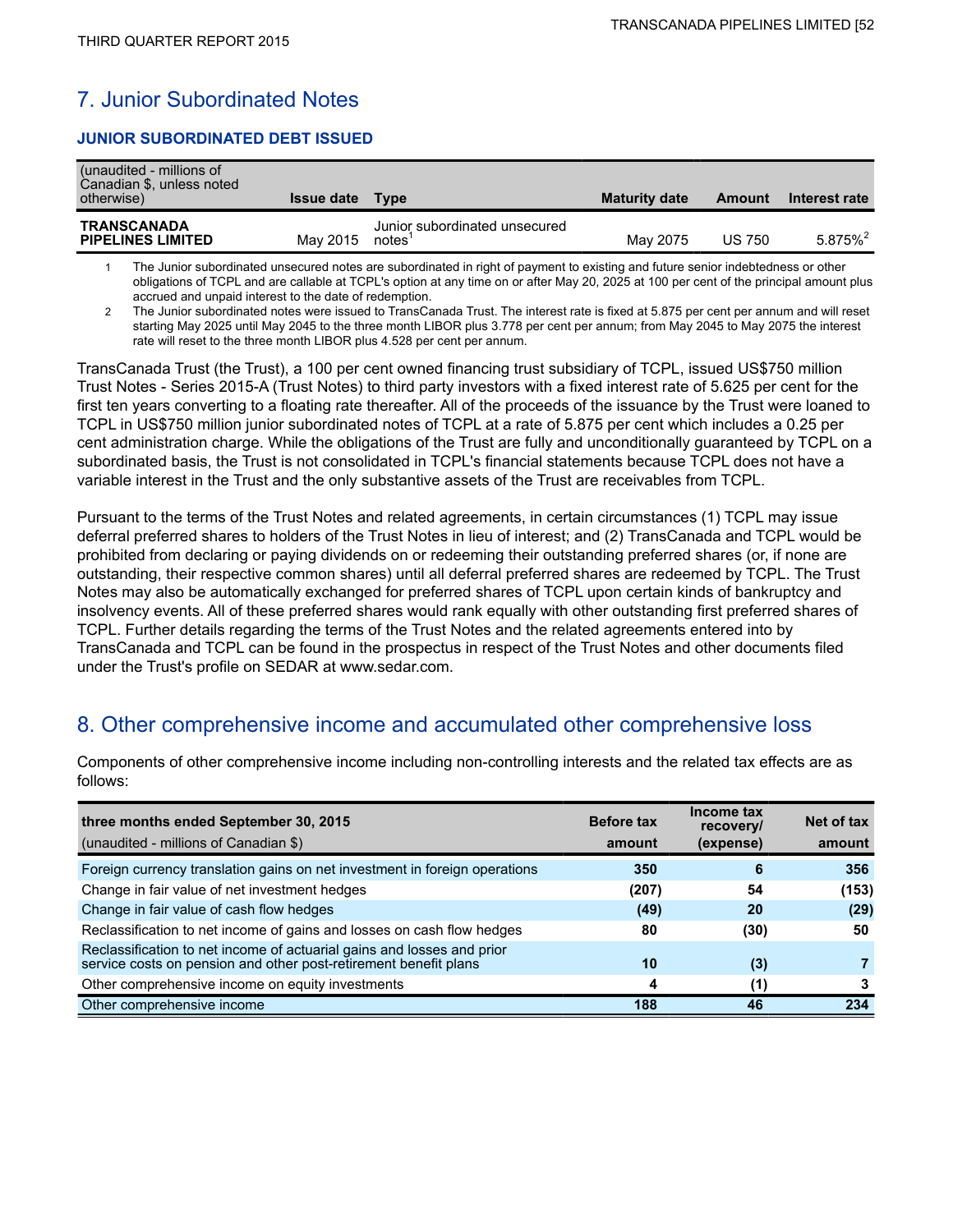## 7. Junior Subordinated Notes

### JUNIOR SUBORDINATED DEBT ISSUED

| (unaudited - millions of Canadian $, unless noted otherwise) | Issue date | Type | Maturity date | Amount | Interest rate |
|---|---|---|---|---|---|
| **TRANSCANADA PIPELINES LIMITED** | May 2015 | Junior subordinated unsecured notes[1] | May 2075 | US 750 | 5.875%[2] |

1. The Junior subordinated unsecured notes are subordinated in right of payment to existing and future senior indebtedness or other obligations of TCPL and are callable at TCPL's option at any time on or after May 20, 2025 at 100 per cent of the principal amount plus accrued and unpaid interest to the date of redemption.
2. The Junior subordinated notes were issued to TransCanada Trust. The interest rate is fixed at 5.875 per cent per annum and will reset starting May 2025 until May 2045 to the three month LIBOR plus 3.778 per cent per annum; from May 2045 to May 2075 the interest rate will reset to the three month LIBOR plus 4.528 per cent per annum.

TransCanada Trust (the Trust), a 100 per cent owned financing trust subsidiary of TCPL, issued US$750 million Trust Notes - Series 2015-A (Trust Notes) to third party investors with a fixed interest rate of 5.625 per cent for the first ten years converting to a floating rate thereafter. All of the proceeds of the issuance by the Trust were loaned to TCPL in US$750 million junior subordinated notes of TCPL at a rate of 5.875 per cent which includes a 0.25 per cent administration charge. While the obligations of the Trust are fully and unconditionally guaranteed by TCPL on a subordinated basis, the Trust is not consolidated in TCPL's financial statements because TCPL does not have a variable interest in the Trust and the only substantive assets of the Trust are receivables from TCPL.

Pursuant to the terms of the Trust Notes and related agreements, in certain circumstances (1) TCPL may issue deferral preferred shares to holders of the Trust Notes in lieu of interest; and (2) TransCanada and TCPL would be prohibited from declaring or paying dividends on or redeeming their outstanding preferred shares (or, if none are outstanding, their respective common shares) until all deferral preferred shares are redeemed by TCPL. The Trust Notes may also be automatically exchanged for preferred shares of TCPL upon certain kinds of bankruptcy and insolvency events. All of these preferred shares would rank equally with other outstanding first preferred shares of TCPL. Further details regarding the terms of the Trust Notes and the related agreements entered into by TransCanada and TCPL can be found in the prospectus in respect of the Trust Notes and other documents filed under the Trust's profile on SEDAR at www.sedar.com.

## 8. Other comprehensive income and accumulated other comprehensive loss

Components of other comprehensive income including non-controlling interests and the related tax effects are as follows:

| **three months ended September 30, 2015**<br>(unaudited - millions of Canadian $) | Before tax amount | Income tax recovery/ (expense) | Net of tax amount |
|---|---|---|---|
| Foreign currency translation gains on net investment in foreign operations | 350 | 6 | 356 |
| Change in fair value of net investment hedges | (207) | 54 | (153) |
| Change in fair value of cash flow hedges | (49) | 20 | (29) |
| Reclassification to net income of gains and losses on cash flow hedges | 80 | (30) | 50 |
| Reclassification to net income of actuarial gains and losses and prior service costs on pension and other post-retirement benefit plans | 10 | (3) | 7 |
| Other comprehensive income on equity investments | 4 | (1) | 3 |
| Other comprehensive income | 188 | 46 | 234 |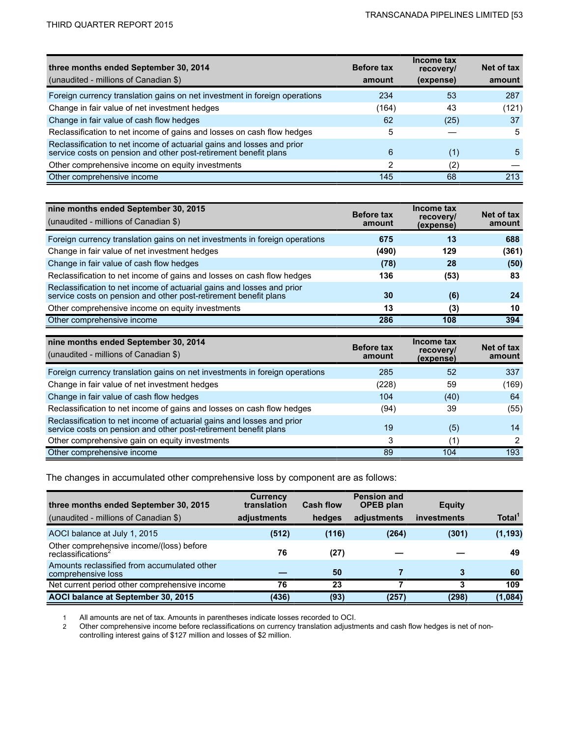| three months ended September 30, 2014<br>(unaudited - millions of Canadian $) | Before tax amount | Income tax recovery/ (expense) | Net of tax amount |
|---|---|---|---|
| Foreign currency translation gains on net investment in foreign operations | 234 | 53 | 287 |
| Change in fair value of net investment hedges | (164) | 43 | (121) |
| Change in fair value of cash flow hedges | 62 | (25) | 37 |
| Reclassification to net income of gains and losses on cash flow hedges | 5 | — | 5 |
| Reclassification to net income of actuarial gains and losses and prior service costs on pension and other post-retirement benefit plans | 6 | (1) | 5 |
| Other comprehensive income on equity investments | 2 | (2) | — |
| Other comprehensive income | 145 | 68 | 213 |

| nine months ended September 30, 2015<br>(unaudited - millions of Canadian $) | Before tax amount | Income tax recovery/ (expense) | Net of tax amount |
|---|---|---|---|
| Foreign currency translation gains on net investments in foreign operations | **675** | **13** | **688** |
| Change in fair value of net investment hedges | **(490)** | **129** | **(361)** |
| Change in fair value of cash flow hedges | **(78)** | **28** | **(50)** |
| Reclassification to net income of gains and losses on cash flow hedges | **136** | **(53)** | **83** |
| Reclassification to net income of actuarial gains and losses and prior service costs on pension and other post-retirement benefit plans | **30** | **(6)** | **24** |
| Other comprehensive income on equity investments | **13** | **(3)** | **10** |
| Other comprehensive income | **286** | **108** | **394** |

| nine months ended September 30, 2014<br>(unaudited - millions of Canadian $) | Before tax amount | Income tax recovery/ (expense) | Net of tax amount |
|---|---|---|---|
| Foreign currency translation gains on net investments in foreign operations | 285 | 52 | 337 |
| Change in fair value of net investment hedges | (228) | 59 | (169) |
| Change in fair value of cash flow hedges | 104 | (40) | 64 |
| Reclassification to net income of gains and losses on cash flow hedges | (94) | 39 | (55) |
| Reclassification to net income of actuarial gains and losses and prior service costs on pension and other post-retirement benefit plans | 19 | (5) | 14 |
| Other comprehensive gain on equity investments | 3 | (1) | 2 |
| Other comprehensive income | 89 | 104 | 193 |

The changes in accumulated other comprehensive loss by component are as follows:

| three months ended September 30, 2015<br>(unaudited - millions of Canadian $) | Currency translation adjustments | Cash flow hedges | Pension and OPEB plan adjustments | Equity investments | Total[1] |
|---|---|---|---|---|---|
| AOCI balance at July 1, 2015 | **(512)** | **(116)** | **(264)** | **(301)** | **(1,193)** |
| Other comprehensive income/(loss) before reclassifications[2] | **76** | **(27)** | **—** | **—** | **49** |
| Amounts reclassified from accumulated other comprehensive loss | **—** | **50** | **7** | **3** | **60** |
| Net current period other comprehensive income | **76** | **23** | **7** | **3** | **109** |
| **AOCI balance at September 30, 2015** | **(436)** | **(93)** | **(257)** | **(298)** | **(1,084)** |

1 All amounts are net of tax. Amounts in parentheses indicate losses recorded to OCI.

2 Other comprehensive income before reclassifications on currency translation adjustments and cash flow hedges is net of non-controlling interest gains of $127 million and losses of $2 million.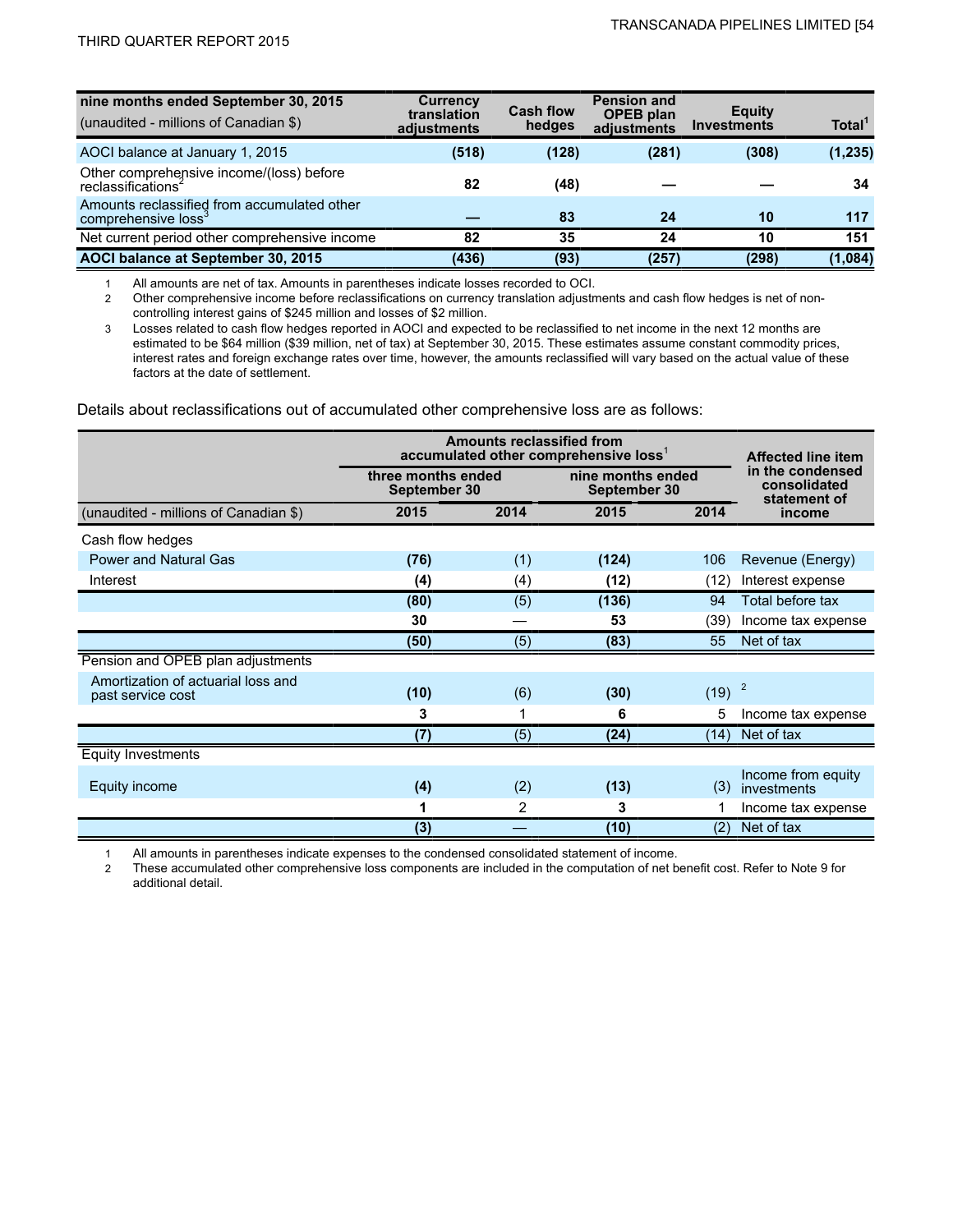| nine months ended September 30, 2015<br>(unaudited - millions of Canadian $) | Currency translation adjustments | Cash flow hedges | Pension and OPEB plan adjustments | Equity Investments | Total[1] |
|---|---|---|---|---|---|
| AOCI balance at January 1, 2015 | (518) | (128) | (281) | (308) | (1,235) |
| Other comprehensive income/(loss) before reclassifications[2] | 82 | (48) | — | — | 34 |
| Amounts reclassified from accumulated other comprehensive loss[3] | — | 83 | 24 | 10 | 117 |
| Net current period other comprehensive income | 82 | 35 | 24 | 10 | 151 |
| **AOCI balance at September 30, 2015** | **(436)** | **(93)** | **(257)** | **(298)** | **(1,084)** |

1. All amounts are net of tax. Amounts in parentheses indicate losses recorded to OCI.
2. Other comprehensive income before reclassifications on currency translation adjustments and cash flow hedges is net of non-controlling interest gains of $245 million and losses of $2 million.
3. Losses related to cash flow hedges reported in AOCI and expected to be reclassified to net income in the next 12 months are estimated to be $64 million ($39 million, net of tax) at September 30, 2015. These estimates assume constant commodity prices, interest rates and foreign exchange rates over time, however, the amounts reclassified will vary based on the actual value of these factors at the date of settlement.

Details about reclassifications out of accumulated other comprehensive loss are as follows:

| | Amounts reclassified from accumulated other comprehensive loss[1] | | | | Affected line item in the condensed consolidated statement of income |
|---|---|---|---|---|---|
| | three months ended September 30 | | nine months ended September 30 | | |
| (unaudited - millions of Canadian $) | 2015 | 2014 | 2015 | 2014 | |
| Cash flow hedges | | | | | |
| Power and Natural Gas | (76) | (1) | (124) | 106 | Revenue (Energy) |
| Interest | (4) | (4) | (12) | (12) | Interest expense |
| | (80) | (5) | (136) | 94 | Total before tax |
| | 30 | — | 53 | (39) | Income tax expense |
| | (50) | (5) | (83) | 55 | Net of tax |
| Pension and OPEB plan adjustments | | | | | |
| Amortization of actuarial loss and past service cost | (10) | (6) | (30) | (19) | [2] |
| | 3 | 1 | 6 | 5 | Income tax expense |
| | (7) | (5) | (24) | (14) | Net of tax |
| Equity Investments | | | | | |
| Equity income | (4) | (2) | (13) | (3) | Income from equity investments |
| | 1 | 2 | 3 | 1 | Income tax expense |
| | (3) | — | (10) | (2) | Net of tax |

1. All amounts in parentheses indicate expenses to the condensed consolidated statement of income.
2. These accumulated other comprehensive loss components are included in the computation of net benefit cost. Refer to Note 9 for additional detail.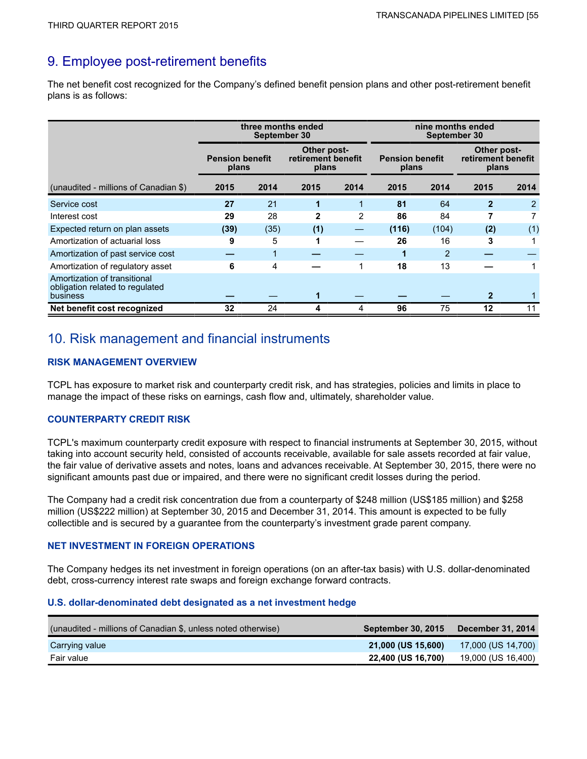## 9. Employee post-retirement benefits

The net benefit cost recognized for the Company's defined benefit pension plans and other post-retirement benefit plans is as follows:

| | three months ended September 30 | | | | nine months ended September 30 | | | |
|---|---|---|---|---|---|---|---|---|
| | Pension benefit plans | | Other post-retirement benefit plans | | Pension benefit plans | | Other post-retirement benefit plans | |
| (unaudited - millions of Canadian $) | **2015** | 2014 | **2015** | 2014 | **2015** | 2014 | **2015** | 2014 |
| Service cost | **27** | 21 | **1** | 1 | **81** | 64 | **2** | 2 |
| Interest cost | **29** | 28 | **2** | 2 | **86** | 84 | **7** | 7 |
| Expected return on plan assets | **(39)** | (35) | **(1)** | — | **(116)** | (104) | **(2)** | (1) |
| Amortization of actuarial loss | **9** | 5 | **1** | — | **26** | 16 | **3** | 1 |
| Amortization of past service cost | **—** | 1 | **—** | — | **1** | 2 | **—** | — |
| Amortization of regulatory asset | **6** | 4 | **—** | 1 | **18** | 13 | **—** | 1 |
| Amortization of transitional obligation related to regulated business | **—** | — | **1** | — | **—** | — | **2** | 1 |
| **Net benefit cost recognized** | **32** | 24 | **4** | 4 | **96** | 75 | **12** | 11 |

## 10. Risk management and financial instruments

### RISK MANAGEMENT OVERVIEW

TCPL has exposure to market risk and counterparty credit risk, and has strategies, policies and limits in place to manage the impact of these risks on earnings, cash flow and, ultimately, shareholder value.

### COUNTERPARTY CREDIT RISK

TCPL's maximum counterparty credit exposure with respect to financial instruments at September 30, 2015, without taking into account security held, consisted of accounts receivable, available for sale assets recorded at fair value, the fair value of derivative assets and notes, loans and advances receivable. At September 30, 2015, there were no significant amounts past due or impaired, and there were no significant credit losses during the period.

The Company had a credit risk concentration due from a counterparty of $248 million (US$185 million) and $258 million (US$222 million) at September 30, 2015 and December 31, 2014. This amount is expected to be fully collectible and is secured by a guarantee from the counterparty's investment grade parent company.

### NET INVESTMENT IN FOREIGN OPERATIONS

The Company hedges its net investment in foreign operations (on an after-tax basis) with U.S. dollar-denominated debt, cross-currency interest rate swaps and foreign exchange forward contracts.

#### U.S. dollar-denominated debt designated as a net investment hedge

| (unaudited - millions of Canadian $, unless noted otherwise) | **September 30, 2015** | December 31, 2014 |
|---|---|---|
| Carrying value | **21,000 (US 15,600)** | 17,000 (US 14,700) |
| Fair value | **22,400 (US 16,700)** | 19,000 (US 16,400) |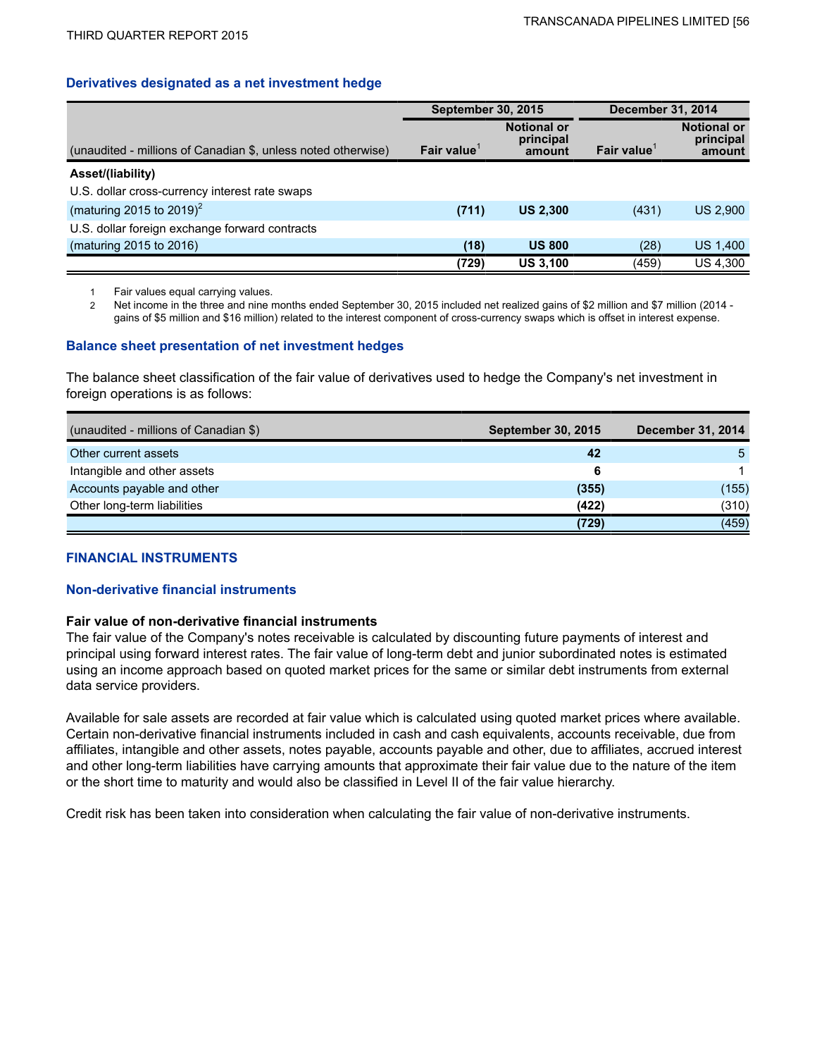### Derivatives designated as a net investment hedge

| (unaudited - millions of Canadian $, unless noted otherwise) | September 30, 2015 | | December 31, 2014 | |
|---|---|---|---|---|
| | Fair value[1] | Notional or principal amount | Fair value[1] | Notional or principal amount |
| **Asset/(liability)** | | | | |
| U.S. dollar cross-currency interest rate swaps (maturing 2015 to 2019)[2] | **(711)** | **US 2,300** | (431) | US 2,900 |
| U.S. dollar foreign exchange forward contracts (maturing 2015 to 2016) | **(18)** | **US 800** | (28) | US 1,400 |
| | **(729)** | **US 3,100** | (459) | US 4,300 |

1 Fair values equal carrying values.

2 Net income in the three and nine months ended September 30, 2015 included net realized gains of $2 million and $7 million (2014 - gains of $5 million and $16 million) related to the interest component of cross-currency swaps which is offset in interest expense.

### Balance sheet presentation of net investment hedges

The balance sheet classification of the fair value of derivatives used to hedge the Company's net investment in foreign operations is as follows:

| (unaudited - millions of Canadian $) | September 30, 2015 | December 31, 2014 |
|---|---|---|
| Other current assets | **42** | 5 |
| Intangible and other assets | **6** | 1 |
| Accounts payable and other | **(355)** | (155) |
| Other long-term liabilities | **(422)** | (310) |
| | **(729)** | (459) |

## FINANCIAL INSTRUMENTS

### Non-derivative financial instruments

**Fair value of non-derivative financial instruments**

The fair value of the Company's notes receivable is calculated by discounting future payments of interest and principal using forward interest rates. The fair value of long-term debt and junior subordinated notes is estimated using an income approach based on quoted market prices for the same or similar debt instruments from external data service providers.

Available for sale assets are recorded at fair value which is calculated using quoted market prices where available. Certain non-derivative financial instruments included in cash and cash equivalents, accounts receivable, due from affiliates, intangible and other assets, notes payable, accounts payable and other, due to affiliates, accrued interest and other long-term liabilities have carrying amounts that approximate their fair value due to the nature of the item or the short time to maturity and would also be classified in Level II of the fair value hierarchy.

Credit risk has been taken into consideration when calculating the fair value of non-derivative instruments.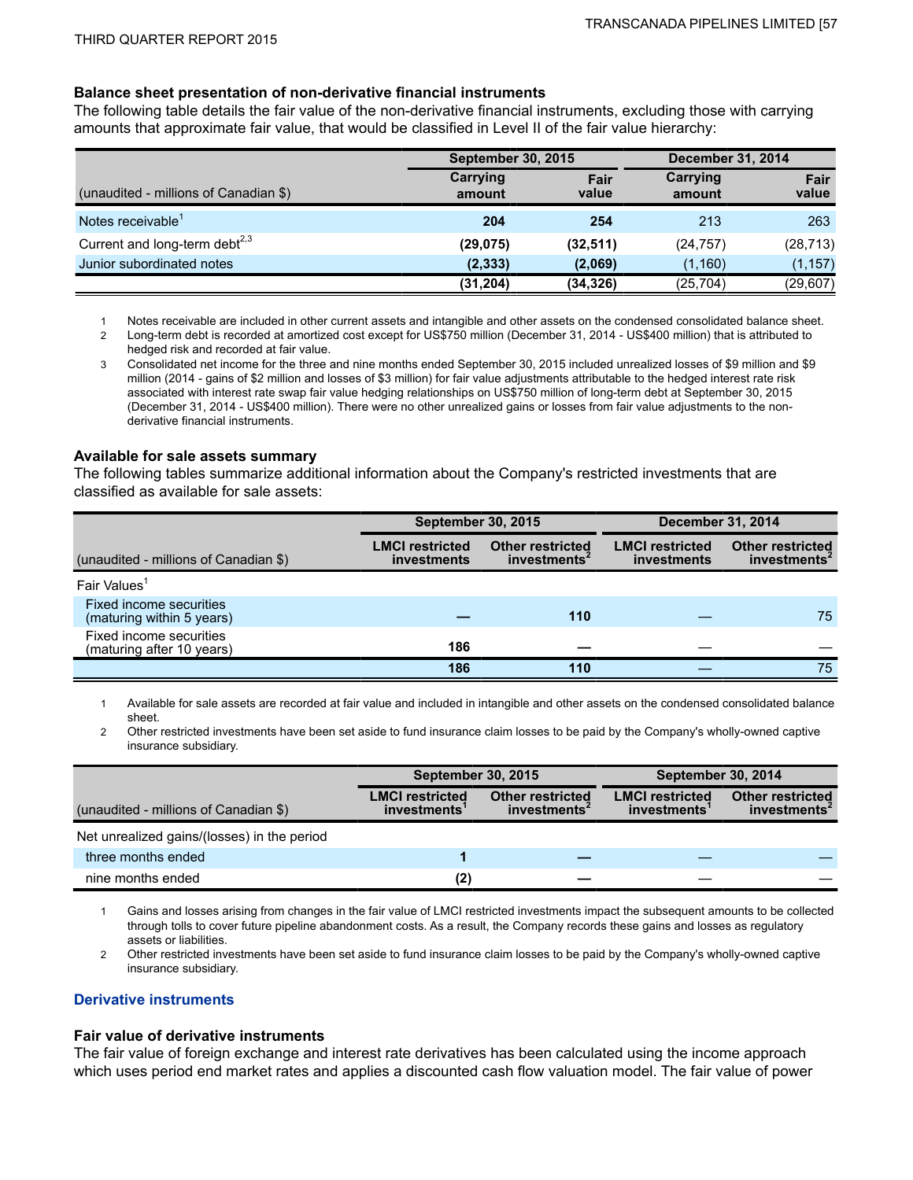### Balance sheet presentation of non-derivative financial instruments

The following table details the fair value of the non-derivative financial instruments, excluding those with carrying amounts that approximate fair value, that would be classified in Level II of the fair value hierarchy:

| (unaudited - millions of Canadian $) | September 30, 2015 | | December 31, 2014 | |
|---|---|---|---|---|
| | **Carrying amount** | **Fair value** | **Carrying amount** | **Fair value** |
| Notes receivable[1] | **204** | **254** | 213 | 263 |
| Current and long-term debt[2,3] | **(29,075)** | **(32,511)** | (24,757) | (28,713) |
| Junior subordinated notes | **(2,333)** | **(2,069)** | (1,160) | (1,157) |
| | **(31,204)** | **(34,326)** | (25,704) | (29,607) |

1 Notes receivable are included in other current assets and intangible and other assets on the condensed consolidated balance sheet.

2 Long-term debt is recorded at amortized cost except for US$750 million (December 31, 2014 - US$400 million) that is attributed to hedged risk and recorded at fair value.

3 Consolidated net income for the three and nine months ended September 30, 2015 included unrealized losses of $9 million and $9 million (2014 - gains of $2 million and losses of $3 million) for fair value adjustments attributable to the hedged interest rate risk associated with interest rate swap fair value hedging relationships on US$750 million of long-term debt at September 30, 2015 (December 31, 2014 - US$400 million). There were no other unrealized gains or losses from fair value adjustments to the non-derivative financial instruments.

### Available for sale assets summary

The following tables summarize additional information about the Company's restricted investments that are classified as available for sale assets:

| (unaudited - millions of Canadian $) | September 30, 2015 | | December 31, 2014 | |
|---|---|---|---|---|
| | **LMCI restricted investments** | **Other restricted investments[2]** | **LMCI restricted investments** | **Other restricted investments[2]** |
| Fair Values[1] | | | | |
| Fixed income securities (maturing within 5 years) | **—** | **110** | — | 75 |
| Fixed income securities (maturing after 10 years) | **186** | **—** | — | — |
| | **186** | **110** | — | 75 |

1 Available for sale assets are recorded at fair value and included in intangible and other assets on the condensed consolidated balance sheet.

2 Other restricted investments have been set aside to fund insurance claim losses to be paid by the Company's wholly-owned captive insurance subsidiary.

| (unaudited - millions of Canadian $) | September 30, 2015 | | September 30, 2014 | |
|---|---|---|---|---|
| | **LMCI restricted investments[1]** | **Other restricted investments[2]** | **LMCI restricted investments[1]** | **Other restricted investments[2]** |
| Net unrealized gains/(losses) in the period | | | | |
| three months ended | **1** | **—** | — | — |
| nine months ended | **(2)** | **—** | — | — |

1 Gains and losses arising from changes in the fair value of LMCI restricted investments impact the subsequent amounts to be collected through tolls to cover future pipeline abandonment costs. As a result, the Company records these gains and losses as regulatory assets or liabilities.

2 Other restricted investments have been set aside to fund insurance claim losses to be paid by the Company's wholly-owned captive insurance subsidiary.

## Derivative instruments

### Fair value of derivative instruments

The fair value of foreign exchange and interest rate derivatives has been calculated using the income approach which uses period end market rates and applies a discounted cash flow valuation model. The fair value of power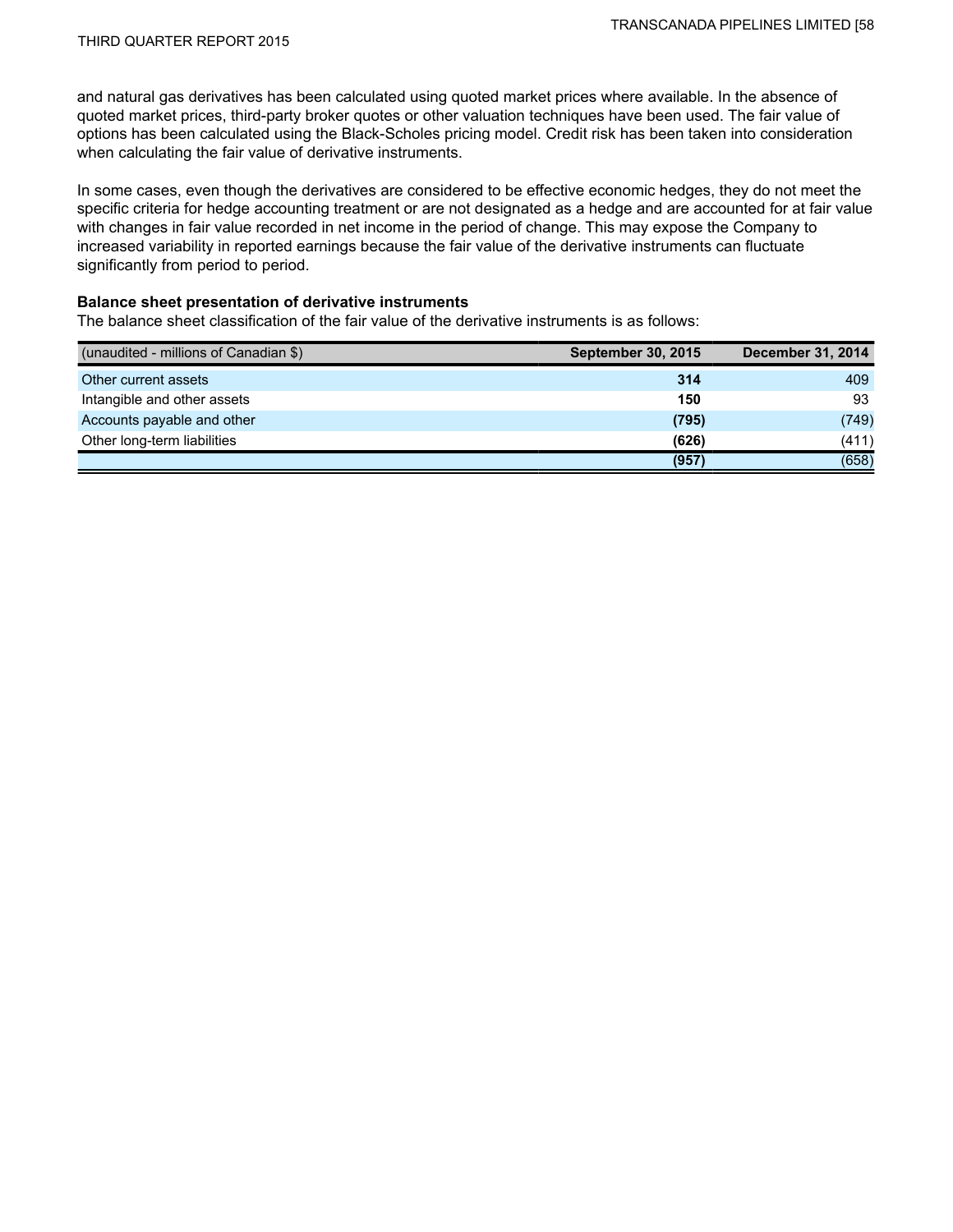and natural gas derivatives has been calculated using quoted market prices where available. In the absence of quoted market prices, third-party broker quotes or other valuation techniques have been used. The fair value of options has been calculated using the Black-Scholes pricing model. Credit risk has been taken into consideration when calculating the fair value of derivative instruments.

In some cases, even though the derivatives are considered to be effective economic hedges, they do not meet the specific criteria for hedge accounting treatment or are not designated as a hedge and are accounted for at fair value with changes in fair value recorded in net income in the period of change. This may expose the Company to increased variability in reported earnings because the fair value of the derivative instruments can fluctuate significantly from period to period.

**Balance sheet presentation of derivative instruments**

The balance sheet classification of the fair value of the derivative instruments is as follows:

| (unaudited - millions of Canadian $) | September 30, 2015 | December 31, 2014 |
|---|---|---|
| Other current assets | **314** | 409 |
| Intangible and other assets | **150** | 93 |
| Accounts payable and other | **(795)** | (749) |
| Other long-term liabilities | **(626)** | (411) |
| | **(957)** | (658) |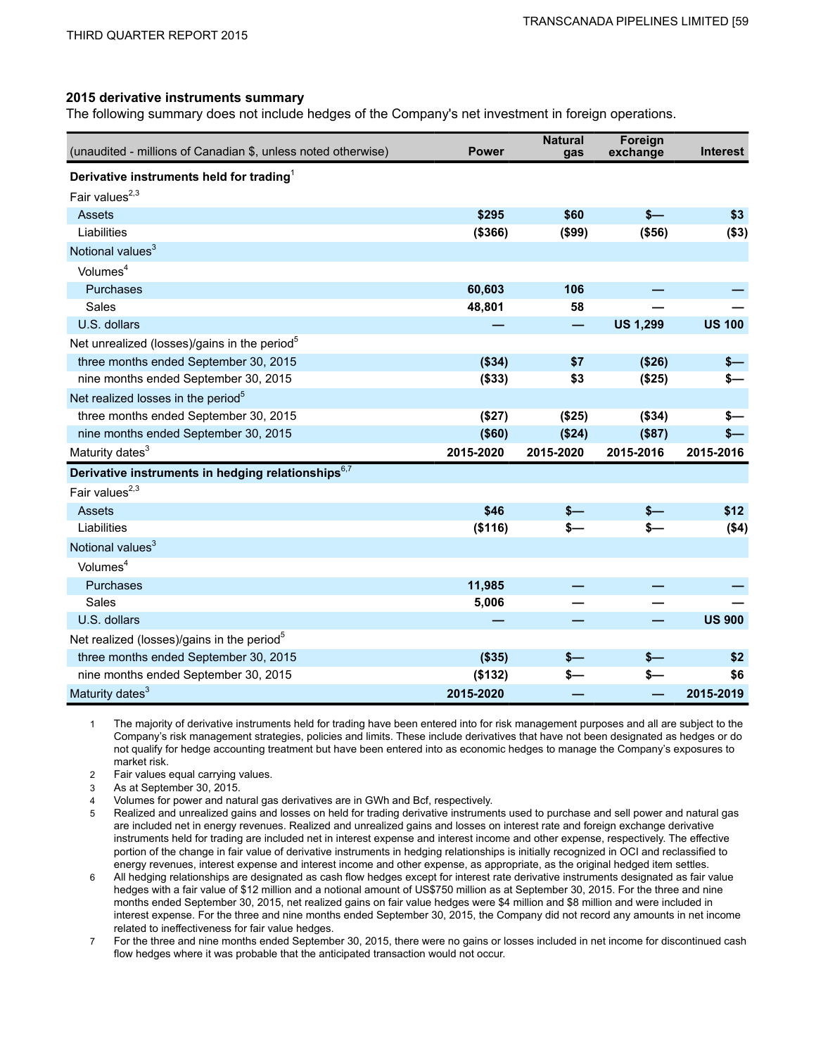### 2015 derivative instruments summary

The following summary does not include hedges of the Company's net investment in foreign operations.

| (unaudited - millions of Canadian $, unless noted otherwise) | Power | Natural gas | Foreign exchange | Interest |
|---|---|---|---|---|
| **Derivative instruments held for trading**[1] | | | | |
| Fair values[2,3] | | | | |
| Assets | **$295** | **$60** | **$—** | **$3** |
| Liabilities | **($366)** | **($99)** | **($56)** | **($3)** |
| Notional values[3] | | | | |
| Volumes[4] | | | | |
| Purchases | **60,603** | **106** | **—** | **—** |
| Sales | **48,801** | **58** | **—** | **—** |
| U.S. dollars | **—** | **—** | **US 1,299** | **US 100** |
| Net unrealized (losses)/gains in the period[5] | | | | |
| three months ended September 30, 2015 | **($34)** | **$7** | **($26)** | **$—** |
| nine months ended September 30, 2015 | **($33)** | **$3** | **($25)** | **$—** |
| Net realized losses in the period[5] | | | | |
| three months ended September 30, 2015 | **($27)** | **($25)** | **($34)** | **$—** |
| nine months ended September 30, 2015 | **($60)** | **($24)** | **($87)** | **$—** |
| Maturity dates[3] | **2015-2020** | **2015-2020** | **2015-2016** | **2015-2016** |
| **Derivative instruments in hedging relationships**[6,7] | | | | |
| Fair values[2,3] | | | | |
| Assets | **$46** | **$—** | **$—** | **$12** |
| Liabilities | **($116)** | **$—** | **$—** | **($4)** |
| Notional values[3] | | | | |
| Volumes[4] | | | | |
| Purchases | **11,985** | **—** | **—** | **—** |
| Sales | **5,006** | **—** | **—** | **—** |
| U.S. dollars | **—** | **—** | **—** | **US 900** |
| Net realized (losses)/gains in the period[5] | | | | |
| three months ended September 30, 2015 | **($35)** | **$—** | **$—** | **$2** |
| nine months ended September 30, 2015 | **($132)** | **$—** | **$—** | **$6** |
| Maturity dates[3] | **2015-2020** | **—** | **—** | **2015-2019** |

1. The majority of derivative instruments held for trading have been entered into for risk management purposes and all are subject to the Company's risk management strategies, policies and limits. These include derivatives that have not been designated as hedges or do not qualify for hedge accounting treatment but have been entered into as economic hedges to manage the Company's exposures to market risk.
2. Fair values equal carrying values.
3. As at September 30, 2015.
4. Volumes for power and natural gas derivatives are in GWh and Bcf, respectively.
5. Realized and unrealized gains and losses on held for trading derivative instruments used to purchase and sell power and natural gas are included net in energy revenues. Realized and unrealized gains and losses on interest rate and foreign exchange derivative instruments held for trading are included net in interest expense and interest income and other expense, respectively. The effective portion of the change in fair value of derivative instruments in hedging relationships is initially recognized in OCI and reclassified to energy revenues, interest expense and interest income and other expense, as appropriate, as the original hedged item settles.
6. All hedging relationships are designated as cash flow hedges except for interest rate derivative instruments designated as fair value hedges with a fair value of $12 million and a notional amount of US$750 million as at September 30, 2015. For the three and nine months ended September 30, 2015, net realized gains on fair value hedges were $4 million and $8 million and were included in interest expense. For the three and nine months ended September 30, 2015, the Company did not record any amounts in net income related to ineffectiveness for fair value hedges.
7. For the three and nine months ended September 30, 2015, there were no gains or losses included in net income for discontinued cash flow hedges where it was probable that the anticipated transaction would not occur.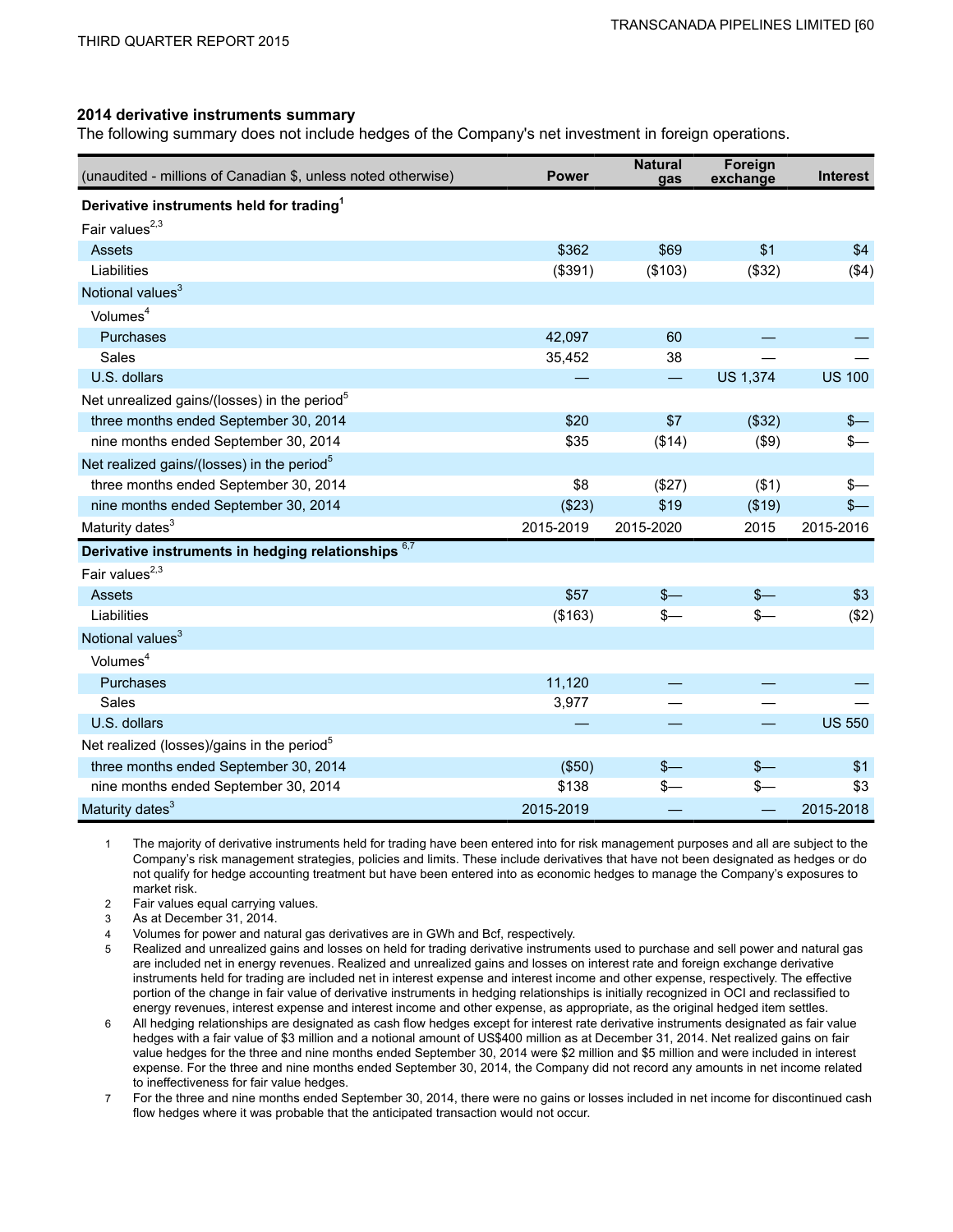## 2014 derivative instruments summary

The following summary does not include hedges of the Company's net investment in foreign operations.

| (unaudited - millions of Canadian $, unless noted otherwise) | Power | Natural gas | Foreign exchange | Interest |
|---|---|---|---|---|
| **Derivative instruments held for trading[1]** | | | | |
| Fair values[2,3] | | | | |
| Assets | $362 | $69 | $1 | $4 |
| Liabilities | ($391) | ($103) | ($32) | ($4) |
| Notional values[3] | | | | |
| Volumes[4] | | | | |
| Purchases | 42,097 | 60 | — | — |
| Sales | 35,452 | 38 | — | — |
| U.S. dollars | — | — | US 1,374 | US 100 |
| Net unrealized gains/(losses) in the period[5] | | | | |
| three months ended September 30, 2014 | $20 | $7 | ($32) | $— |
| nine months ended September 30, 2014 | $35 | ($14) | ($9) | $— |
| Net realized gains/(losses) in the period[5] | | | | |
| three months ended September 30, 2014 | $8 | ($27) | ($1) | $— |
| nine months ended September 30, 2014 | ($23) | $19 | ($19) | $— |
| Maturity dates[3] | 2015-2019 | 2015-2020 | 2015 | 2015-2016 |
| **Derivative instruments in hedging relationships[6,7]** | | | | |
| Fair values[2,3] | | | | |
| Assets | $57 | $— | $— | $3 |
| Liabilities | ($163) | $— | $— | ($2) |
| Notional values[3] | | | | |
| Volumes[4] | | | | |
| Purchases | 11,120 | — | — | — |
| Sales | 3,977 | — | — | — |
| U.S. dollars | — | — | — | US 550 |
| Net realized (losses)/gains in the period[5] | | | | |
| three months ended September 30, 2014 | ($50) | $— | $— | $1 |
| nine months ended September 30, 2014 | $138 | $— | $— | $3 |
| Maturity dates[3] | 2015-2019 | — | — | 2015-2018 |

1. The majority of derivative instruments held for trading have been entered into for risk management purposes and all are subject to the Company's risk management strategies, policies and limits. These include derivatives that have not been designated as hedges or do not qualify for hedge accounting treatment but have been entered into as economic hedges to manage the Company's exposures to market risk.
2. Fair values equal carrying values.
3. As at December 31, 2014.
4. Volumes for power and natural gas derivatives are in GWh and Bcf, respectively.
5. Realized and unrealized gains and losses on held for trading derivative instruments used to purchase and sell power and natural gas are included net in energy revenues. Realized and unrealized gains and losses on interest rate and foreign exchange derivative instruments held for trading are included net in interest expense and interest income and other expense, respectively. The effective portion of the change in fair value of derivative instruments in hedging relationships is initially recognized in OCI and reclassified to energy revenues, interest expense and interest income and other expense, as appropriate, as the original hedged item settles.
6. All hedging relationships are designated as cash flow hedges except for interest rate derivative instruments designated as fair value hedges with a fair value of $3 million and a notional amount of US$400 million as at December 31, 2014. Net realized gains on fair value hedges for the three and nine months ended September 30, 2014 were $2 million and $5 million and were included in interest expense. For the three and nine months ended September 30, 2014, the Company did not record any amounts in net income related to ineffectiveness for fair value hedges.
7. For the three and nine months ended September 30, 2014, there were no gains or losses included in net income for discontinued cash flow hedges where it was probable that the anticipated transaction would not occur.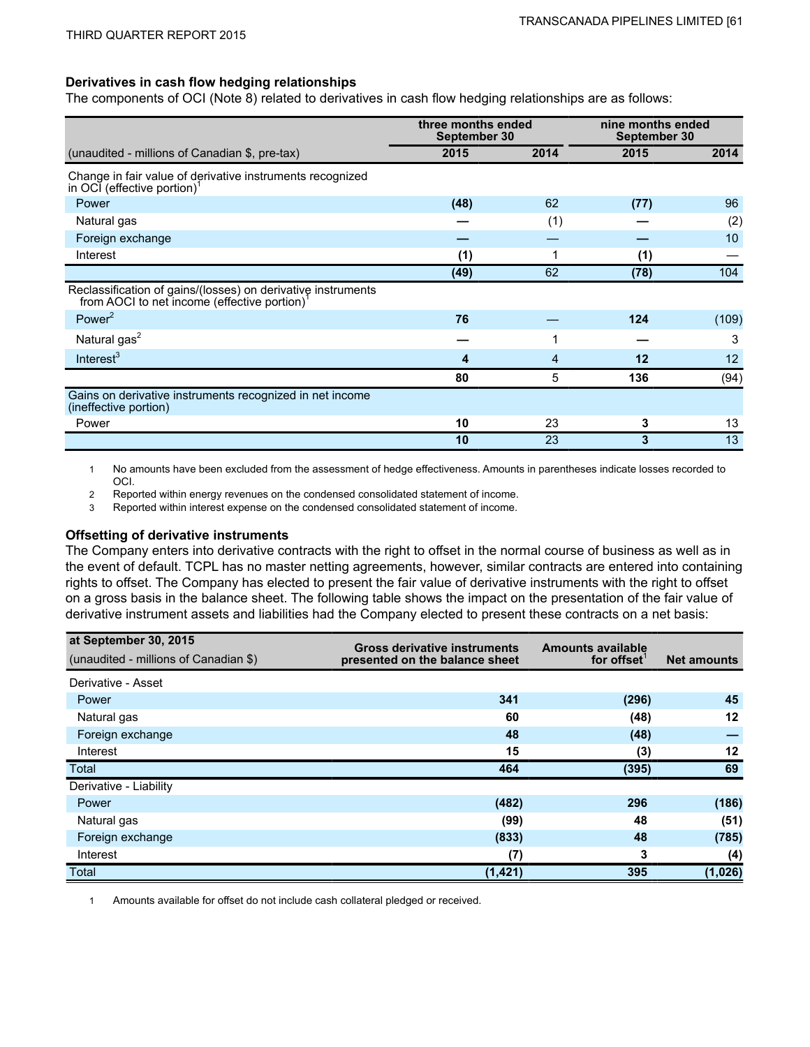### Derivatives in cash flow hedging relationships

The components of OCI (Note 8) related to derivatives in cash flow hedging relationships are as follows:

| | three months ended September 30 | | nine months ended September 30 | |
|---|---|---|---|---|
| (unaudited - millions of Canadian $, pre-tax) | **2015** | 2014 | **2015** | 2014 |
| Change in fair value of derivative instruments recognized in OCI (effective portion)[1] | | | | |
| Power | **(48)** | 62 | **(77)** | 96 |
| Natural gas | **—** | (1) | **—** | (2) |
| Foreign exchange | **—** | — | **—** | 10 |
| Interest | **(1)** | 1 | **(1)** | — |
| | **(49)** | 62 | **(78)** | 104 |
| Reclassification of gains/(losses) on derivative instruments from AOCI to net income (effective portion)[1] | | | | |
| Power[2] | **76** | — | **124** | (109) |
| Natural gas[2] | **—** | 1 | **—** | 3 |
| Interest[3] | **4** | 4 | **12** | 12 |
| | **80** | 5 | **136** | (94) |
| Gains on derivative instruments recognized in net income (ineffective portion) | | | | |
| Power | **10** | 23 | **3** | 13 |
| | **10** | 23 | **3** | 13 |

1 No amounts have been excluded from the assessment of hedge effectiveness. Amounts in parentheses indicate losses recorded to OCI.

2 Reported within energy revenues on the condensed consolidated statement of income.

3 Reported within interest expense on the condensed consolidated statement of income.

### Offsetting of derivative instruments

The Company enters into derivative contracts with the right to offset in the normal course of business as well as in the event of default. TCPL has no master netting agreements, however, similar contracts are entered into containing rights to offset. The Company has elected to present the fair value of derivative instruments with the right to offset on a gross basis in the balance sheet. The following table shows the impact on the presentation of the fair value of derivative instrument assets and liabilities had the Company elected to present these contracts on a net basis:

| at September 30, 2015 (unaudited - millions of Canadian $) | Gross derivative instruments presented on the balance sheet | Amounts available for offset[1] | Net amounts |
|---|---|---|---|
| Derivative - Asset | | | |
| Power | **341** | **(296)** | **45** |
| Natural gas | **60** | **(48)** | **12** |
| Foreign exchange | **48** | **(48)** | **—** |
| Interest | **15** | **(3)** | **12** |
| Total | **464** | **(395)** | **69** |
| Derivative - Liability | | | |
| Power | **(482)** | **296** | **(186)** |
| Natural gas | **(99)** | **48** | **(51)** |
| Foreign exchange | **(833)** | **48** | **(785)** |
| Interest | **(7)** | **3** | **(4)** |
| Total | **(1,421)** | **395** | **(1,026)** |

1 Amounts available for offset do not include cash collateral pledged or received.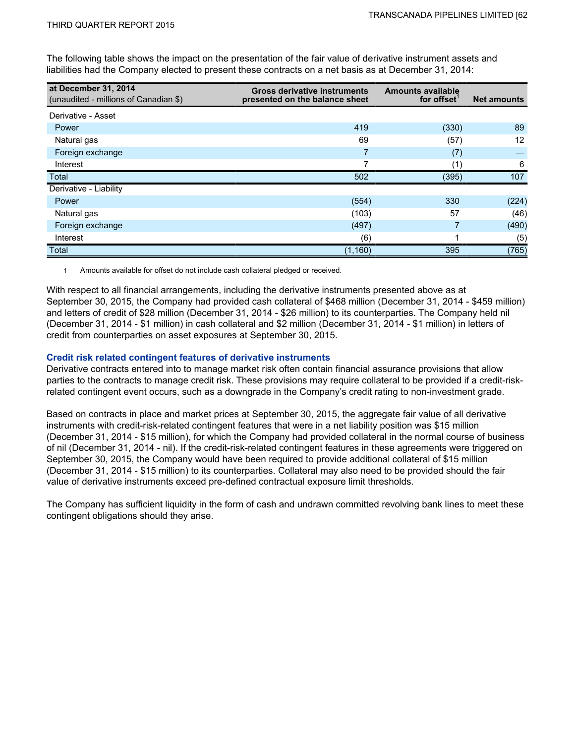The following table shows the impact on the presentation of the fair value of derivative instrument assets and liabilities had the Company elected to present these contracts on a net basis as at December 31, 2014:

| at December 31, 2014<br>(unaudited - millions of Canadian $) | Gross derivative instruments presented on the balance sheet | Amounts available for offset[1] | Net amounts |
|---|---|---|---|
| Derivative - Asset | | | |
| Power | 419 | (330) | 89 |
| Natural gas | 69 | (57) | 12 |
| Foreign exchange | 7 | (7) | — |
| Interest | 7 | (1) | 6 |
| Total | 502 | (395) | 107 |
| Derivative - Liability | | | |
| Power | (554) | 330 | (224) |
| Natural gas | (103) | 57 | (46) |
| Foreign exchange | (497) | 7 | (490) |
| Interest | (6) | 1 | (5) |
| Total | (1,160) | 395 | (765) |

1 Amounts available for offset do not include cash collateral pledged or received.

With respect to all financial arrangements, including the derivative instruments presented above as at September 30, 2015, the Company had provided cash collateral of $468 million (December 31, 2014 - $459 million) and letters of credit of $28 million (December 31, 2014 - $26 million) to its counterparties. The Company held nil (December 31, 2014 - $1 million) in cash collateral and $2 million (December 31, 2014 - $1 million) in letters of credit from counterparties on asset exposures at September 30, 2015.

### Credit risk related contingent features of derivative instruments

Derivative contracts entered into to manage market risk often contain financial assurance provisions that allow parties to the contracts to manage credit risk. These provisions may require collateral to be provided if a credit-risk-related contingent event occurs, such as a downgrade in the Company's credit rating to non-investment grade.

Based on contracts in place and market prices at September 30, 2015, the aggregate fair value of all derivative instruments with credit-risk-related contingent features that were in a net liability position was $15 million (December 31, 2014 - $15 million), for which the Company had provided collateral in the normal course of business of nil (December 31, 2014 - nil). If the credit-risk-related contingent features in these agreements were triggered on September 30, 2015, the Company would have been required to provide additional collateral of $15 million (December 31, 2014 - $15 million) to its counterparties. Collateral may also need to be provided should the fair value of derivative instruments exceed pre-defined contractual exposure limit thresholds.

The Company has sufficient liquidity in the form of cash and undrawn committed revolving bank lines to meet these contingent obligations should they arise.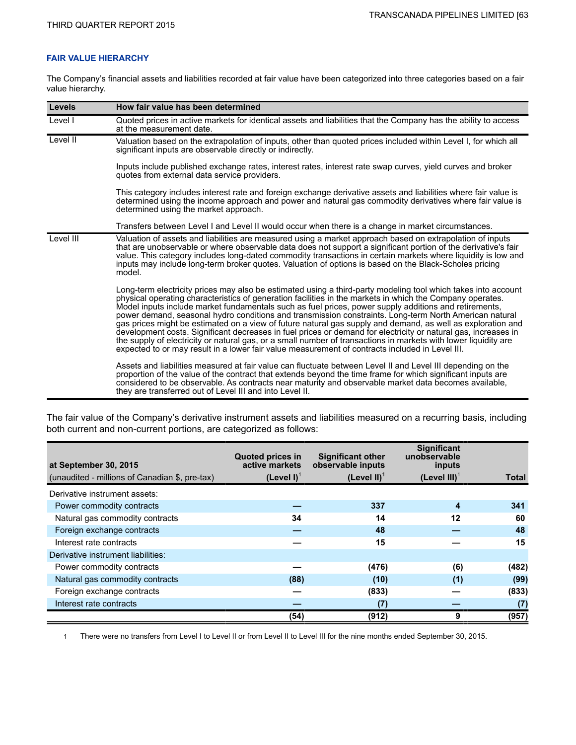## FAIR VALUE HIERARCHY

The Company's financial assets and liabilities recorded at fair value have been categorized into three categories based on a fair value hierarchy.

| Levels | How fair value has been determined |
|---|---|
| Level I | Quoted prices in active markets for identical assets and liabilities that the Company has the ability to access at the measurement date. |
| Level II | Valuation based on the extrapolation of inputs, other than quoted prices included within Level I, for which all significant inputs are observable directly or indirectly.<br><br>Inputs include published exchange rates, interest rates, interest rate swap curves, yield curves and broker quotes from external data service providers.<br><br>This category includes interest rate and foreign exchange derivative assets and liabilities where fair value is determined using the income approach and power and natural gas commodity derivatives where fair value is determined using the market approach.<br><br>Transfers between Level I and Level II would occur when there is a change in market circumstances. |
| Level III | Valuation of assets and liabilities are measured using a market approach based on extrapolation of inputs that are unobservable or where observable data does not support a significant portion of the derivative's fair value. This category includes long-dated commodity transactions in certain markets where liquidity is low and inputs may include long-term broker quotes. Valuation of options is based on the Black-Scholes pricing model.<br><br>Long-term electricity prices may also be estimated using a third-party modeling tool which takes into account physical operating characteristics of generation facilities in the markets in which the Company operates. Model inputs include market fundamentals such as fuel prices, power supply additions and retirements, power demand, seasonal hydro conditions and transmission constraints. Long-term North American natural gas prices might be estimated on a view of future natural gas supply and demand, as well as exploration and development costs. Significant decreases in fuel prices or demand for electricity or natural gas, increases in the supply of electricity or natural gas, or a small number of transactions in markets with lower liquidity are expected to or may result in a lower fair value measurement of contracts included in Level III.<br><br>Assets and liabilities measured at fair value can fluctuate between Level II and Level III depending on the proportion of the value of the contract that extends beyond the time frame for which significant inputs are considered to be observable. As contracts near maturity and observable market data becomes available, they are transferred out of Level III and into Level II. |

The fair value of the Company's derivative instrument assets and liabilities measured on a recurring basis, including both current and non-current portions, are categorized as follows:

| at September 30, 2015<br>(unaudited - millions of Canadian $, pre-tax) | Quoted prices in active markets (Level I)[1] | Significant other observable inputs (Level II)[1] | Significant unobservable inputs (Level III)[1] | Total |
|---|---|---|---|---|
| Derivative instrument assets: | | | | |
| Power commodity contracts | — | 337 | 4 | 341 |
| Natural gas commodity contracts | 34 | 14 | 12 | 60 |
| Foreign exchange contracts | — | 48 | — | 48 |
| Interest rate contracts | — | 15 | — | 15 |
| Derivative instrument liabilities: | | | | |
| Power commodity contracts | — | (476) | (6) | (482) |
| Natural gas commodity contracts | (88) | (10) | (1) | (99) |
| Foreign exchange contracts | — | (833) | — | (833) |
| Interest rate contracts | — | (7) | — | (7) |
| | (54) | (912) | 9 | (957) |

1 There were no transfers from Level I to Level II or from Level II to Level III for the nine months ended September 30, 2015.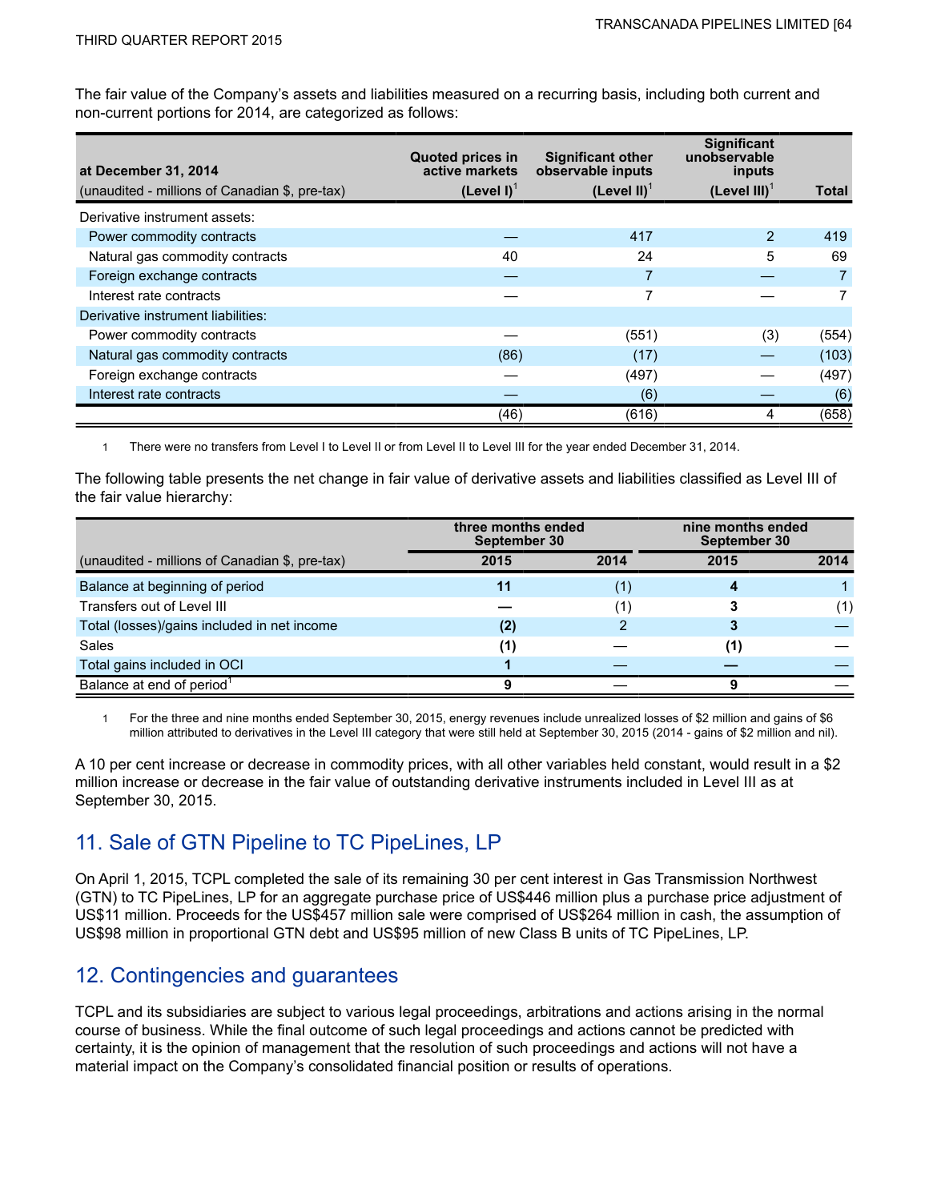The fair value of the Company's assets and liabilities measured on a recurring basis, including both current and non-current portions for 2014, are categorized as follows:

| at December 31, 2014<br>(unaudited - millions of Canadian $, pre-tax) | Quoted prices in active markets<br>(Level I)[1] | Significant other observable inputs<br>(Level II)[1] | Significant unobservable inputs<br>(Level III)[1] | Total |
|---|---|---|---|---|
| Derivative instrument assets: | | | | |
| Power commodity contracts | — | 417 | 2 | 419 |
| Natural gas commodity contracts | 40 | 24 | 5 | 69 |
| Foreign exchange contracts | — | 7 | — | 7 |
| Interest rate contracts | — | 7 | — | 7 |
| Derivative instrument liabilities: | | | | |
| Power commodity contracts | — | (551) | (3) | (554) |
| Natural gas commodity contracts | (86) | (17) | — | (103) |
| Foreign exchange contracts | — | (497) | — | (497) |
| Interest rate contracts | — | (6) | — | (6) |
| | (46) | (616) | 4 | (658) |

1 There were no transfers from Level I to Level II or from Level II to Level III for the year ended December 31, 2014.

The following table presents the net change in fair value of derivative assets and liabilities classified as Level III of the fair value hierarchy:

| | three months ended September 30 | | nine months ended September 30 | |
|---|---|---|---|---|
| (unaudited - millions of Canadian $, pre-tax) | **2015** | 2014 | **2015** | 2014 |
| Balance at beginning of period | **11** | (1) | **4** | 1 |
| Transfers out of Level III | **—** | (1) | **3** | (1) |
| Total (losses)/gains included in net income | **(2)** | 2 | **3** | — |
| Sales | **(1)** | — | **(1)** | — |
| Total gains included in OCI | **1** | — | **—** | — |
| Balance at end of period[1] | **9** | — | **9** | — |

1 For the three and nine months ended September 30, 2015, energy revenues include unrealized losses of $2 million and gains of $6 million attributed to derivatives in the Level III category that were still held at September 30, 2015 (2014 - gains of $2 million and nil).

A 10 per cent increase or decrease in commodity prices, with all other variables held constant, would result in a $2 million increase or decrease in the fair value of outstanding derivative instruments included in Level III as at September 30, 2015.

## 11. Sale of GTN Pipeline to TC PipeLines, LP

On April 1, 2015, TCPL completed the sale of its remaining 30 per cent interest in Gas Transmission Northwest (GTN) to TC PipeLines, LP for an aggregate purchase price of US$446 million plus a purchase price adjustment of US$11 million. Proceeds for the US$457 million sale were comprised of US$264 million in cash, the assumption of US$98 million in proportional GTN debt and US$95 million of new Class B units of TC PipeLines, LP.

## 12. Contingencies and guarantees

TCPL and its subsidiaries are subject to various legal proceedings, arbitrations and actions arising in the normal course of business. While the final outcome of such legal proceedings and actions cannot be predicted with certainty, it is the opinion of management that the resolution of such proceedings and actions will not have a material impact on the Company's consolidated financial position or results of operations.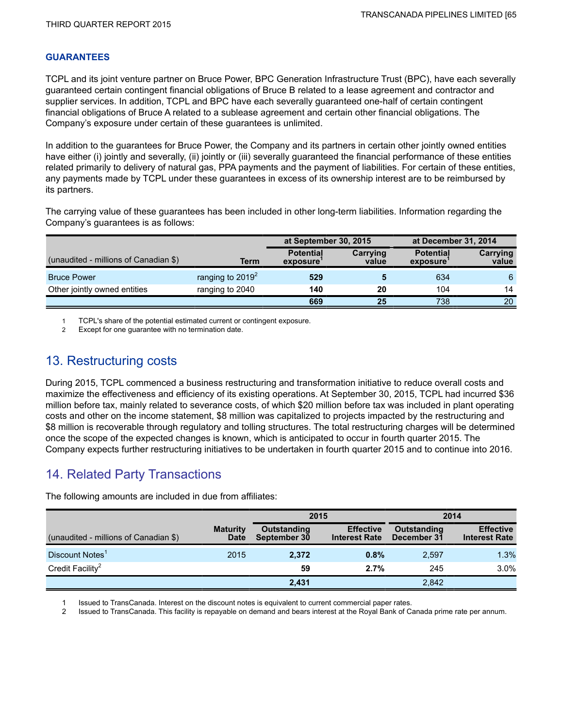### GUARANTEES

TCPL and its joint venture partner on Bruce Power, BPC Generation Infrastructure Trust (BPC), have each severally guaranteed certain contingent financial obligations of Bruce B related to a lease agreement and contractor and supplier services. In addition, TCPL and BPC have each severally guaranteed one-half of certain contingent financial obligations of Bruce A related to a sublease agreement and certain other financial obligations. The Company's exposure under certain of these guarantees is unlimited.

In addition to the guarantees for Bruce Power, the Company and its partners in certain other jointly owned entities have either (i) jointly and severally, (ii) jointly or (iii) severally guaranteed the financial performance of these entities related primarily to delivery of natural gas, PPA payments and the payment of liabilities. For certain of these entities, any payments made by TCPL under these guarantees in excess of its ownership interest are to be reimbursed by its partners.

The carrying value of these guarantees has been included in other long-term liabilities. Information regarding the Company's guarantees is as follows:

| | | at September 30, 2015 | | at December 31, 2014 | |
|---|---|---|---|---|---|
| (unaudited - millions of Canadian $) | Term | Potential exposure[1] | Carrying value | Potential exposure[1] | Carrying value |
| Bruce Power | ranging to 2019[2] | **529** | **5** | 634 | 6 |
| Other jointly owned entities | ranging to 2040 | **140** | **20** | 104 | 14 |
| | | **669** | **25** | 738 | 20 |

1 TCPL's share of the potential estimated current or contingent exposure.
2 Except for one guarantee with no termination date.

## 13. Restructuring costs

During 2015, TCPL commenced a business restructuring and transformation initiative to reduce overall costs and maximize the effectiveness and efficiency of its existing operations. At September 30, 2015, TCPL had incurred $36 million before tax, mainly related to severance costs, of which $20 million before tax was included in plant operating costs and other on the income statement, $8 million was capitalized to projects impacted by the restructuring and $8 million is recoverable through regulatory and tolling structures. The total restructuring charges will be determined once the scope of the expected changes is known, which is anticipated to occur in fourth quarter 2015. The Company expects further restructuring initiatives to be undertaken in fourth quarter 2015 and to continue into 2016.

## 14. Related Party Transactions

The following amounts are included in due from affiliates:

| | | 2015 | | 2014 | |
|---|---|---|---|---|---|
| (unaudited - millions of Canadian $) | Maturity Date | Outstanding September 30 | Effective Interest Rate | Outstanding December 31 | Effective Interest Rate |
| Discount Notes[1] | 2015 | **2,372** | **0.8%** | 2,597 | 1.3% |
| Credit Facility[2] | | **59** | **2.7%** | 245 | 3.0% |
| | | **2,431** | | 2,842 | |

1 Issued to TransCanada. Interest on the discount notes is equivalent to current commercial paper rates.
2 Issued to TransCanada. This facility is repayable on demand and bears interest at the Royal Bank of Canada prime rate per annum.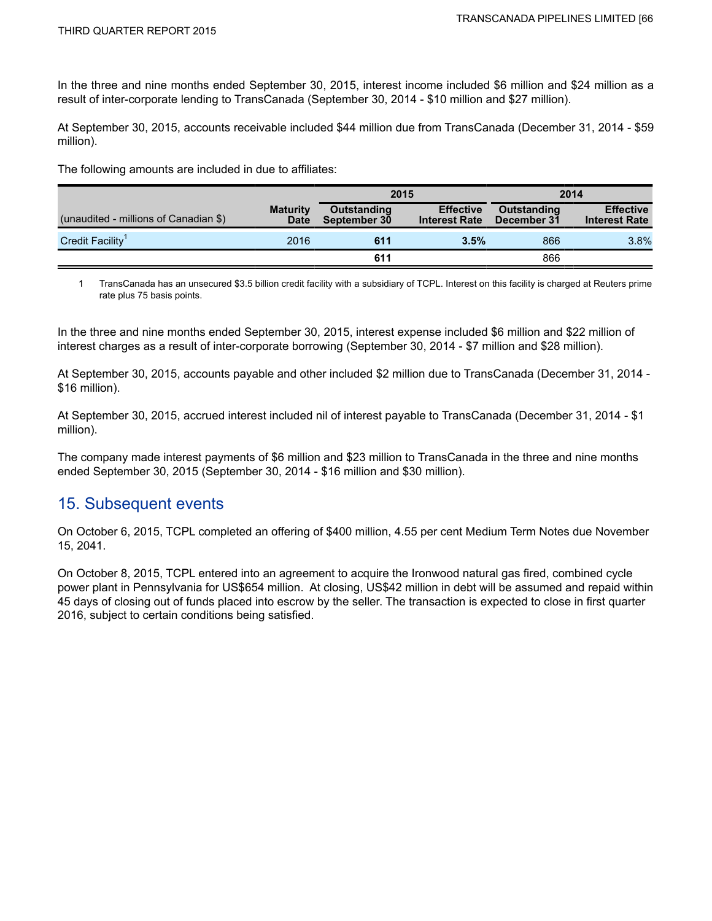In the three and nine months ended September 30, 2015, interest income included $6 million and $24 million as a result of inter-corporate lending to TransCanada (September 30, 2014 - $10 million and $27 million).

At September 30, 2015, accounts receivable included $44 million due from TransCanada (December 31, 2014 - $59 million).

The following amounts are included in due to affiliates:

| | | 2015 | | 2014 | |
|---|---|---|---|---|---|
| (unaudited - millions of Canadian $) | Maturity Date | Outstanding September 30 | Effective Interest Rate | Outstanding December 31 | Effective Interest Rate |
| Credit Facility[1] | 2016 | **611** | **3.5%** | 866 | 3.8% |
| | | **611** | | 866 | |

1 TransCanada has an unsecured $3.5 billion credit facility with a subsidiary of TCPL. Interest on this facility is charged at Reuters prime rate plus 75 basis points.

In the three and nine months ended September 30, 2015, interest expense included $6 million and $22 million of interest charges as a result of inter-corporate borrowing (September 30, 2014 - $7 million and $28 million).

At September 30, 2015, accounts payable and other included $2 million due to TransCanada (December 31, 2014 - $16 million).

At September 30, 2015, accrued interest included nil of interest payable to TransCanada (December 31, 2014 - $1 million).

The company made interest payments of $6 million and $23 million to TransCanada in the three and nine months ended September 30, 2015 (September 30, 2014 - $16 million and $30 million).

## 15. Subsequent events

On October 6, 2015, TCPL completed an offering of $400 million, 4.55 per cent Medium Term Notes due November 15, 2041.

On October 8, 2015, TCPL entered into an agreement to acquire the Ironwood natural gas fired, combined cycle power plant in Pennsylvania for US$654 million. At closing, US$42 million in debt will be assumed and repaid within 45 days of closing out of funds placed into escrow by the seller. The transaction is expected to close in first quarter 2016, subject to certain conditions being satisfied.